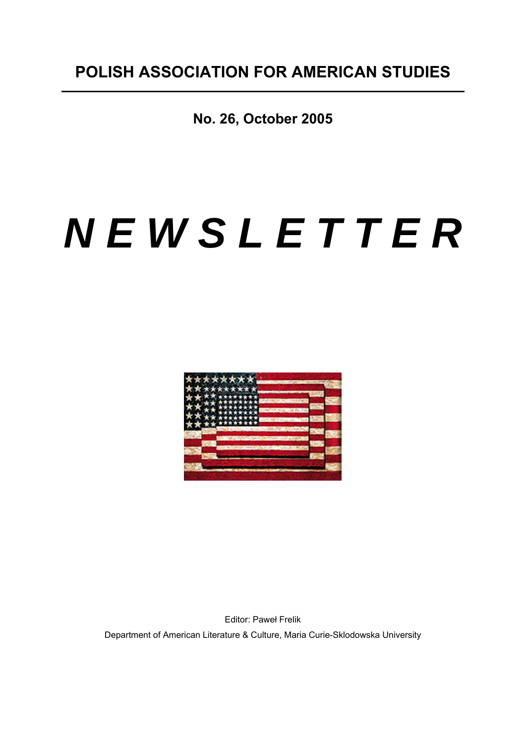# POLISH ASSOCIATION FOR AMERICAN STUDIES

**No. 26, October 2005**

# *N E W S L E T T E R*

Editor: Paweł Frelik

Department of American Literature & Culture, Maria Curie-Sklodowska University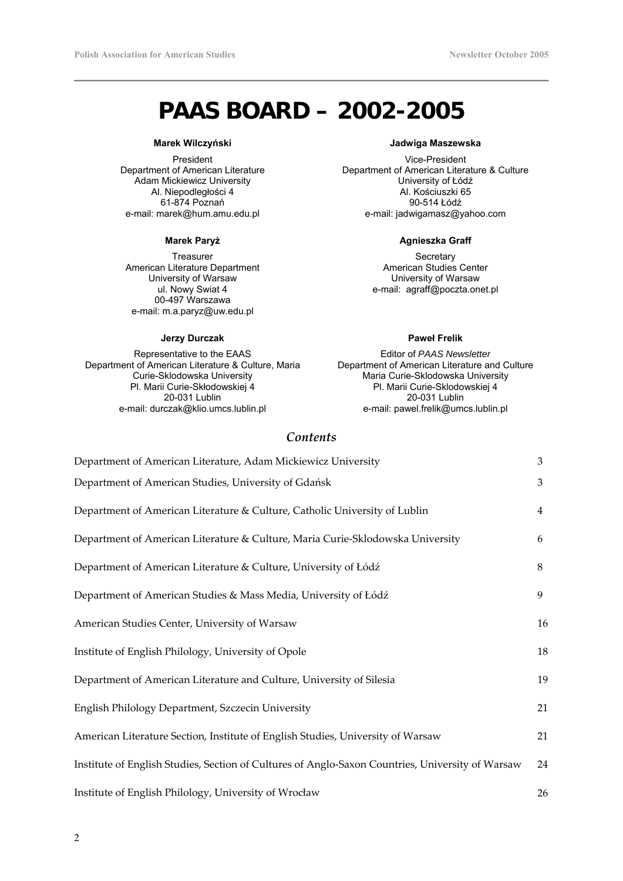# PAAS BOARD – 2002-2005

**Marek Wilczyński**

President
Department of American Literature
Adam Mickiewicz University
Al. Niepodległości 4
61-874 Poznań
e-mail: marek@hum.amu.edu.pl

**Jadwiga Maszewska**

Vice-President
Department of American Literature & Culture
University of Łódź
Al. Kościuszki 65
90-514 Łódź
e-mail: jadwigamasz@yahoo.com

**Marek Paryż**

Treasurer
American Literature Department
University of Warsaw
ul. Nowy Swiat 4
00-497 Warszawa
e-mail: m.a.paryz@uw.edu.pl

**Agnieszka Graff**

Secretary
American Studies Center
University of Warsaw
e-mail: agraff@poczta.onet.pl

**Jerzy Durczak**

Representative to the EAAS
Department of American Literature & Culture, Maria Curie-Sklodowska University
Pl. Marii Curie-Skłodowskiej 4
20-031 Lublin
e-mail: durczak@klio.umcs.lublin.pl

**Paweł Frelik**

Editor of *PAAS Newsletter*
Department of American Literature and Culture
Maria Curie-Sklodowska University
Pl. Marii Curie-Sklodowskiej 4
20-031 Lublin
e-mail: pawel.frelik@umcs.lublin.pl

## *Contents*

| | |
|---|---|
| Department of American Literature, Adam Mickiewicz University | 3 |
| Department of American Studies, University of Gdańsk | 3 |
| Department of American Literature & Culture, Catholic University of Lublin | 4 |
| Department of American Literature & Culture, Maria Curie-Sklodowska University | 6 |
| Department of American Literature & Culture, University of Łódź | 8 |
| Department of American Studies & Mass Media, University of Łódź | 9 |
| American Studies Center, University of Warsaw | 16 |
| Institute of English Philology, University of Opole | 18 |
| Department of American Literature and Culture, University of Silesia | 19 |
| English Philology Department, Szczecin University | 21 |
| American Literature Section, Institute of English Studies, University of Warsaw | 21 |
| Institute of English Studies, Section of Cultures of Anglo-Saxon Countries, University of Warsaw | 24 |
| Institute of English Philology, University of Wrocław | 26 |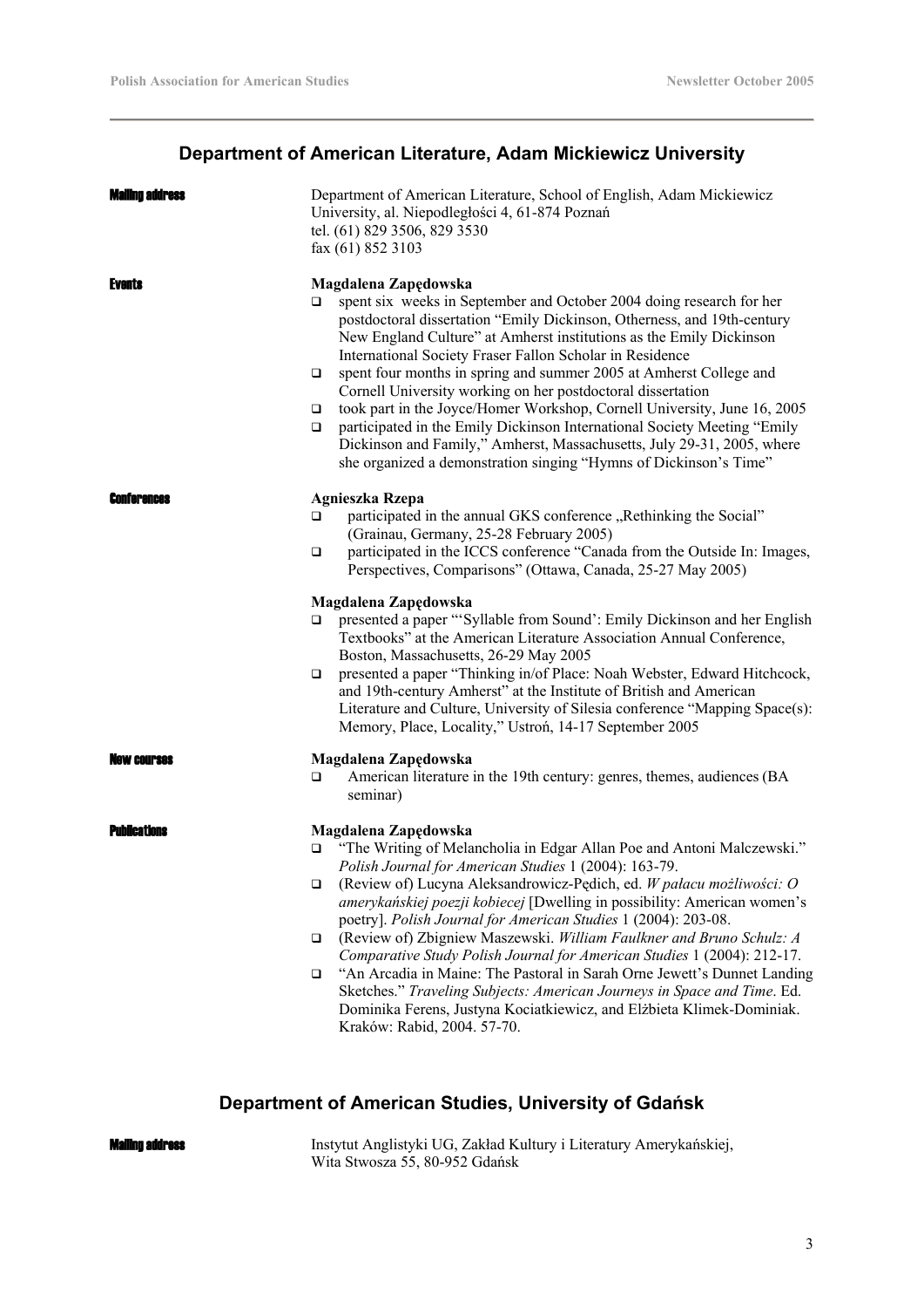## Department of American Literature, Adam Mickiewicz University

**Mailing address**

Department of American Literature, School of English, Adam Mickiewicz University, al. Niepodległości 4, 61-874 Poznań
tel. (61) 829 3506, 829 3530
fax (61) 852 3103

**Events**

**Magdalena Zapędowska**

- spent six weeks in September and October 2004 doing research for her postdoctoral dissertation "Emily Dickinson, Otherness, and 19th-century New England Culture" at Amherst institutions as the Emily Dickinson International Society Fraser Fallon Scholar in Residence
- spent four months in spring and summer 2005 at Amherst College and Cornell University working on her postdoctoral dissertation
- took part in the Joyce/Homer Workshop, Cornell University, June 16, 2005
- participated in the Emily Dickinson International Society Meeting "Emily Dickinson and Family," Amherst, Massachusetts, July 29-31, 2005, where she organized a demonstration singing "Hymns of Dickinson's Time"

**Conferences**

**Agnieszka Rzepa**

- participated in the annual GKS conference „Rethinking the Social" (Grainau, Germany, 25-28 February 2005)
- participated in the ICCS conference "Canada from the Outside In: Images, Perspectives, Comparisons" (Ottawa, Canada, 25-27 May 2005)

**Magdalena Zapędowska**

- presented a paper "'Syllable from Sound': Emily Dickinson and her English Textbooks" at the American Literature Association Annual Conference, Boston, Massachusetts, 26-29 May 2005
- presented a paper "Thinking in/of Place: Noah Webster, Edward Hitchcock, and 19th-century Amherst" at the Institute of British and American Literature and Culture, University of Silesia conference "Mapping Space(s): Memory, Place, Locality," Ustroń, 14-17 September 2005

**New courses**

**Magdalena Zapędowska**

- American literature in the 19th century: genres, themes, audiences (BA seminar)

**Publications**

**Magdalena Zapędowska**

- "The Writing of Melancholia in Edgar Allan Poe and Antoni Malczewski." *Polish Journal for American Studies* 1 (2004): 163-79.
- (Review of) Lucyna Aleksandrowicz-Pędich, ed. *W pałacu możliwości: O amerykańskiej poezji kobiecej* [Dwelling in possibility: American women's poetry]. *Polish Journal for American Studies* 1 (2004): 203-08.
- (Review of) Zbigniew Maszewski. *William Faulkner and Bruno Schulz: A Comparative Study Polish Journal for American Studies* 1 (2004): 212-17.
- "An Arcadia in Maine: The Pastoral in Sarah Orne Jewett's Dunnet Landing Sketches." *Traveling Subjects: American Journeys in Space and Time*. Ed. Dominika Ferens, Justyna Kociatkiewicz, and Elżbieta Klimek-Dominiak. Kraków: Rabid, 2004. 57-70.

## Department of American Studies, University of Gdańsk

**Mailing address**

Instytut Anglistyki UG, Zakład Kultury i Literatury Amerykańskiej,
Wita Stwosza 55, 80-952 Gdańsk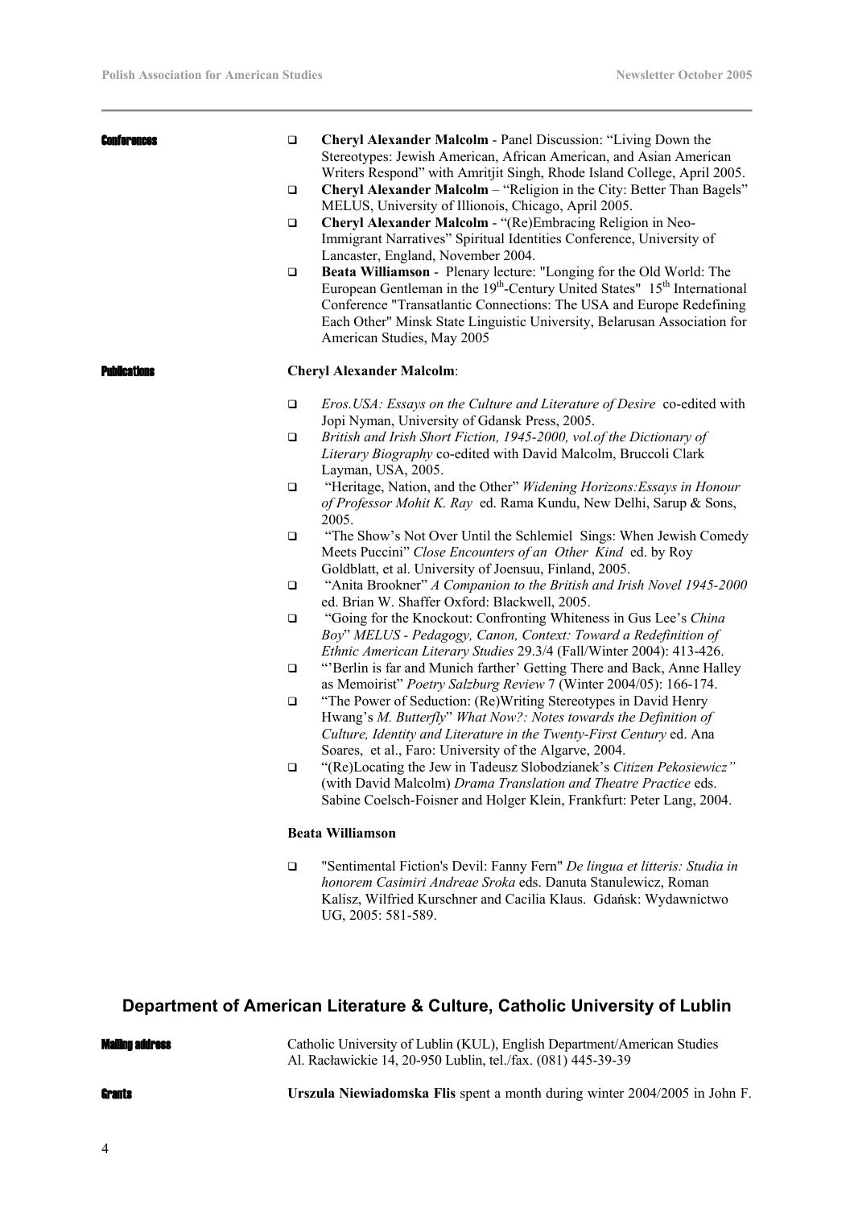**Conferences**

- **Cheryl Alexander Malcolm** - Panel Discussion: "Living Down the Stereotypes: Jewish American, African American, and Asian American Writers Respond" with Amritjit Singh, Rhode Island College, April 2005.
- **Cheryl Alexander Malcolm** – "Religion in the City: Better Than Bagels" MELUS, University of Illionois, Chicago, April 2005.
- **Cheryl Alexander Malcolm** - "(Re)Embracing Religion in Neo-Immigrant Narratives" Spiritual Identities Conference, University of Lancaster, England, November 2004.
- **Beata Williamson** - Plenary lecture: "Longing for the Old World: The European Gentleman in the 19th-Century United States" 15th International Conference "Transatlantic Connections: The USA and Europe Redefining Each Other" Minsk State Linguistic University, Belarusan Association for American Studies, May 2005

**Publications**

**Cheryl Alexander Malcolm**:

- *Eros.USA: Essays on the Culture and Literature of Desire* co-edited with Jopi Nyman, University of Gdansk Press, 2005.
- *British and Irish Short Fiction, 1945-2000, vol.of the Dictionary of Literary Biography* co-edited with David Malcolm, Bruccoli Clark Layman, USA, 2005.
- "Heritage, Nation, and the Other" *Widening Horizons:Essays in Honour of Professor Mohit K. Ray* ed. Rama Kundu, New Delhi, Sarup & Sons, 2005.
- "The Show's Not Over Until the Schlemiel Sings: When Jewish Comedy Meets Puccini" *Close Encounters of an Other Kind* ed. by Roy Goldblatt, et al. University of Joensuu, Finland, 2005.
- "Anita Brookner" *A Companion to the British and Irish Novel 1945-2000* ed. Brian W. Shaffer Oxford: Blackwell, 2005.
- "Going for the Knockout: Confronting Whiteness in Gus Lee's *China Boy*" *MELUS - Pedagogy, Canon, Context: Toward a Redefinition of Ethnic American Literary Studies* 29.3/4 (Fall/Winter 2004): 413-426.
- "'Berlin is far and Munich farther' Getting There and Back, Anne Halley as Memoirist" *Poetry Salzburg Review* 7 (Winter 2004/05): 166-174.
- "The Power of Seduction: (Re)Writing Stereotypes in David Henry Hwang's *M. Butterfly*" *What Now?: Notes towards the Definition of Culture, Identity and Literature in the Twenty-First Century* ed. Ana Soares, et al., Faro: University of the Algarve, 2004.
- "(Re)Locating the Jew in Tadeusz Slobodzianek's *Citizen Pekosiewicz"* (with David Malcolm) *Drama Translation and Theatre Practice* eds. Sabine Coelsch-Foisner and Holger Klein, Frankfurt: Peter Lang, 2004.

**Beata Williamson**

- "Sentimental Fiction's Devil: Fanny Fern" *De lingua et litteris: Studia in honorem Casimiri Andreae Sroka* eds. Danuta Stanulewicz, Roman Kalisz, Wilfried Kurschner and Cacilia Klaus. Gdańsk: Wydawnictwo UG, 2005: 581-589.

## Department of American Literature & Culture, Catholic University of Lublin

**Mailing address**

Catholic University of Lublin (KUL), English Department/American Studies
Al. Racławickie 14, 20-950 Lublin, tel./fax. (081) 445-39-39

**Grants**

**Urszula Niewiadomska Flis** spent a month during winter 2004/2005 in John F.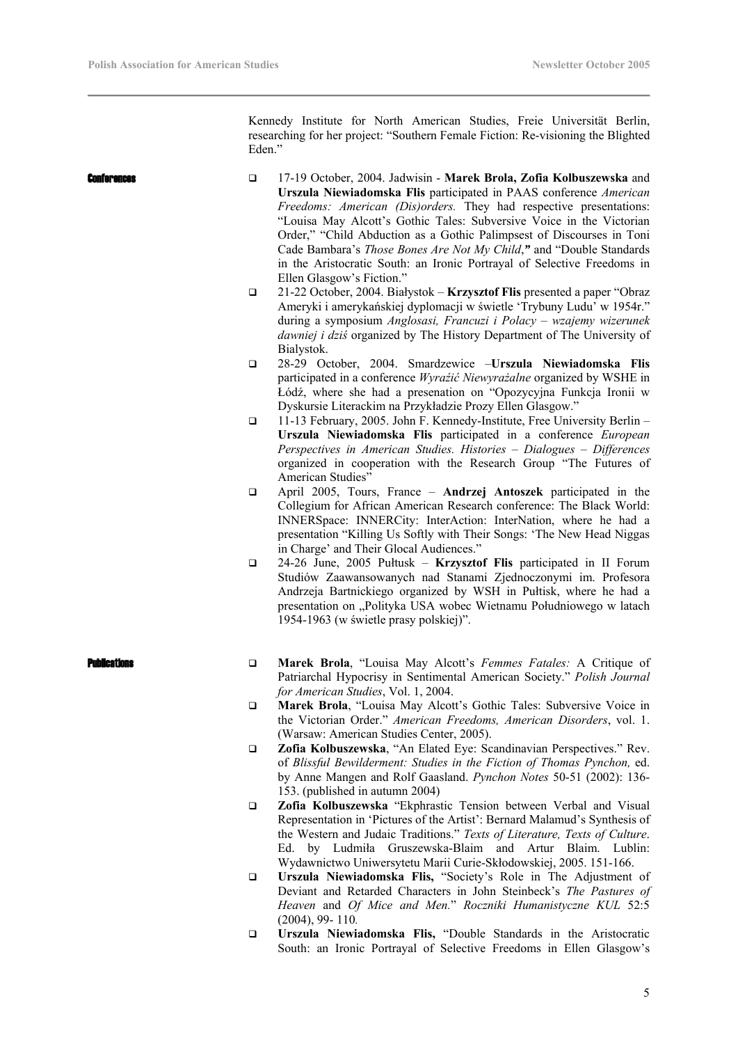Kennedy Institute for North American Studies, Freie Universität Berlin, researching for her project: "Southern Female Fiction: Re-visioning the Blighted Eden."

## Conferences

- 17-19 October, 2004. Jadwisin - **Marek Brola, Zofia Kolbuszewska** and **Urszula Niewiadomska Flis** participated in PAAS conference *American Freedoms: American (Dis)orders.* They had respective presentations: "Louisa May Alcott's Gothic Tales: Subversive Voice in the Victorian Order," "Child Abduction as a Gothic Palimpsest of Discourses in Toni Cade Bambara's *Those Bones Are Not My Child*," and "Double Standards in the Aristocratic South: an Ironic Portrayal of Selective Freedoms in Ellen Glasgow's Fiction."
- 21-22 October, 2004. Białystok – **Krzysztof Flis** presented a paper "Obraz Ameryki i amerykańskiej dyplomacji w świetle 'Trybuny Ludu' w 1954r." during a symposium *Anglosasi, Francuzi i Polacy – wzajemy wizerunek dawniej i dziś* organized by The History Department of The University of Bialystok.
- 28-29 October, 2004. Smardzewice –**Urszula Niewiadomska Flis** participated in a conference *Wyraźić Niewyrażalne* organized by WSHE in Łódź, where she had a presenation on "Opozycyjna Funkcja Ironii w Dyskursie Literackim na Przykładzie Prozy Ellen Glasgow."
- 11-13 February, 2005. John F. Kennedy-Institute, Free University Berlin – **Urszula Niewiadomska Flis** participated in a conference *European Perspectives in American Studies. Histories – Dialogues – Differences* organized in cooperation with the Research Group "The Futures of American Studies"
- April 2005, Tours, France – **Andrzej Antoszek** participated in the Collegium for African American Research conference: The Black World: INNERSpace: INNERCity: InterAction: InterNation, where he had a presentation "Killing Us Softly with Their Songs: 'The New Head Niggas in Charge' and Their Glocal Audiences."
- 24-26 June, 2005 Pułtusk – **Krzysztof Flis** participated in II Forum Studiów Zaawansowanych nad Stanami Zjednoczonymi im. Profesora Andrzeja Bartnickiego organized by WSH in Pułtisk, where he had a presentation on „Polityka USA wobec Wietnamu Południowego w latach 1954-1963 (w świetle prasy polskiej)".

## Publications

- **Marek Brola**, "Louisa May Alcott's *Femmes Fatales:* A Critique of Patriarchal Hypocrisy in Sentimental American Society." *Polish Journal for American Studies*, Vol. 1, 2004.
- **Marek Brola**, "Louisa May Alcott's Gothic Tales: Subversive Voice in the Victorian Order." *American Freedoms, American Disorders*, vol. 1. (Warsaw: American Studies Center, 2005).
- **Zofia Kolbuszewska**, "An Elated Eye: Scandinavian Perspectives." Rev. of *Blissful Bewilderment: Studies in the Fiction of Thomas Pynchon,* ed. by Anne Mangen and Rolf Gaasland. *Pynchon Notes* 50-51 (2002): 136-153. (published in autumn 2004)
- **Zofia Kolbuszewska** "Ekphrastic Tension between Verbal and Visual Representation in 'Pictures of the Artist': Bernard Malamud's Synthesis of the Western and Judaic Traditions." *Texts of Literature, Texts of Culture*. Ed. by Ludmiła Gruszewska-Blaim and Artur Blaim. Lublin: Wydawnictwo Uniwersytetu Marii Curie-Skłodowskiej, 2005. 151-166.
- **Urszula Niewiadomska Flis,** "Society's Role in The Adjustment of Deviant and Retarded Characters in John Steinbeck's *The Pastures of Heaven* and *Of Mice and Men.*" *Roczniki Humanistyczne KUL* 52:5 (2004), 99- 110*.*
- **Urszula Niewiadomska Flis,** "Double Standards in the Aristocratic South: an Ironic Portrayal of Selective Freedoms in Ellen Glasgow's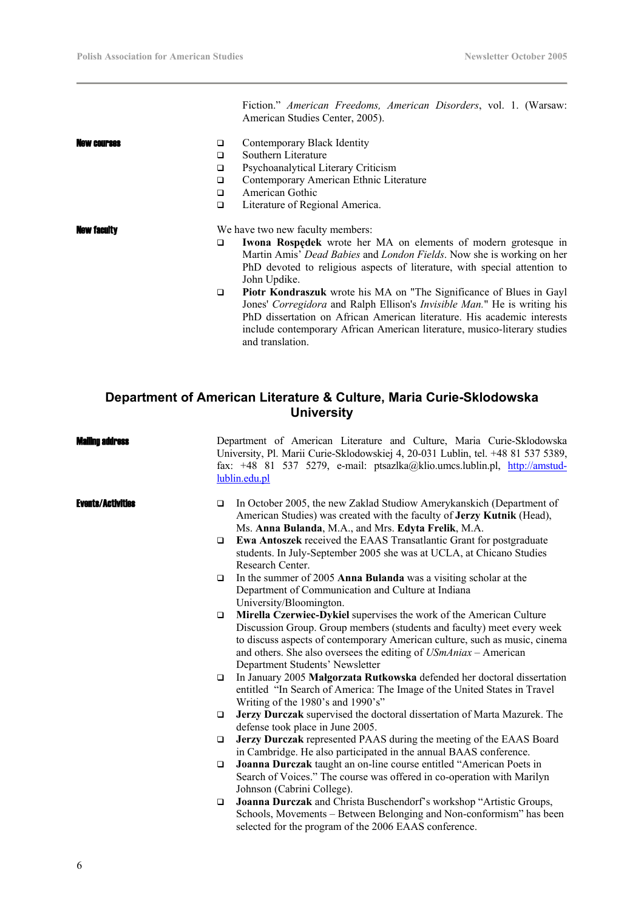Fiction." *American Freedoms, American Disorders*, vol. 1. (Warsaw: American Studies Center, 2005).

**New courses**

- Contemporary Black Identity
- Southern Literature
- Psychoanalytical Literary Criticism
- Contemporary American Ethnic Literature
- American Gothic
- Literature of Regional America.

**New faculty**

We have two new faculty members:

- **Iwona Rospędek** wrote her MA on elements of modern grotesque in Martin Amis' *Dead Babies* and *London Fields*. Now she is working on her PhD devoted to religious aspects of literature, with special attention to John Updike.
- **Piotr Kondraszuk** wrote his MA on "The Significance of Blues in Gayl Jones' *Corregidora* and Ralph Ellison's *Invisible Man.*" He is writing his PhD dissertation on African American literature. His academic interests include contemporary African American literature, musico-literary studies and translation.

## Department of American Literature & Culture, Maria Curie-Sklodowska University

**Mailing address**

Department of American Literature and Culture, Maria Curie-Sklodowska University, Pl. Marii Curie-Sklodowskiej 4, 20-031 Lublin, tel. +48 81 537 5389, fax: +48 81 537 5279, e-mail: ptsazlka@klio.umcs.lublin.pl, http://amstud-lublin.edu.pl

**Events/Activities**

- In October 2005, the new Zaklad Studiow Amerykanskich (Department of American Studies) was created with the faculty of **Jerzy Kutnik** (Head), Ms. **Anna Bulanda**, M.A., and Mrs. **Edyta Frelik**, M.A.
- **Ewa Antoszek** received the EAAS Transatlantic Grant for postgraduate students. In July-September 2005 she was at UCLA, at Chicano Studies Research Center.
- In the summer of 2005 **Anna Bulanda** was a visiting scholar at the Department of Communication and Culture at Indiana University/Bloomington.
- **Mirella Czerwiec-Dykiel** supervises the work of the American Culture Discussion Group. Group members (students and faculty) meet every week to discuss aspects of contemporary American culture, such as music, cinema and others. She also oversees the editing of *USmAniax* – American Department Students' Newsletter
- In January 2005 **Małgorzata Rutkowska** defended her doctoral dissertation entitled "In Search of America: The Image of the United States in Travel Writing of the 1980's and 1990's"
- **Jerzy Durczak** supervised the doctoral dissertation of Marta Mazurek. The defense took place in June 2005.
- **Jerzy Durczak** represented PAAS during the meeting of the EAAS Board in Cambridge. He also participated in the annual BAAS conference.
- **Joanna Durczak** taught an on-line course entitled "American Poets in Search of Voices." The course was offered in co-operation with Marilyn Johnson (Cabrini College).
- **Joanna Durczak** and Christa Buschendorf's workshop "Artistic Groups, Schools, Movements – Between Belonging and Non-conformism" has been selected for the program of the 2006 EAAS conference.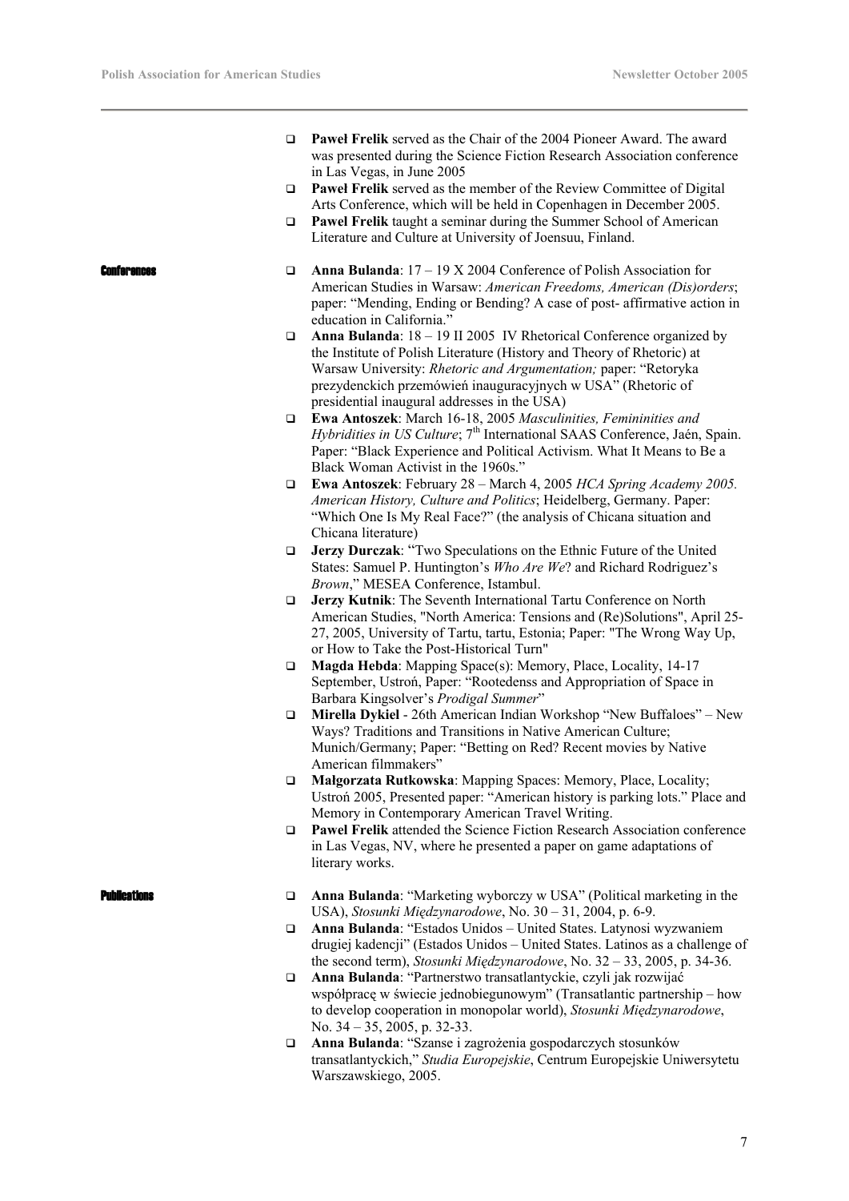- **Paweł Frelik** served as the Chair of the 2004 Pioneer Award. The award was presented during the Science Fiction Research Association conference in Las Vegas, in June 2005
- **Paweł Frelik** served as the member of the Review Committee of Digital Arts Conference, which will be held in Copenhagen in December 2005.
- **Pawel Frelik** taught a seminar during the Summer School of American Literature and Culture at University of Joensuu, Finland.

## Conferences

- **Anna Bulanda**: 17 – 19 X 2004 Conference of Polish Association for American Studies in Warsaw: *American Freedoms, American (Dis)orders*; paper: "Mending, Ending or Bending? A case of post- affirmative action in education in California."
- **Anna Bulanda**: 18 – 19 II 2005 IV Rhetorical Conference organized by the Institute of Polish Literature (History and Theory of Rhetoric) at Warsaw University: *Rhetoric and Argumentation;* paper: "Retoryka prezydenckich przemówień inauguracyjnych w USA" (Rhetoric of presidential inaugural addresses in the USA)
- **Ewa Antoszek**: March 16-18, 2005 *Masculinities, Femininities and Hybridities in US Culture*; 7th International SAAS Conference, Jaén, Spain. Paper: "Black Experience and Political Activism. What It Means to Be a Black Woman Activist in the 1960s."
- **Ewa Antoszek**: February 28 – March 4, 2005 *HCA Spring Academy 2005. American History, Culture and Politics*; Heidelberg, Germany. Paper: "Which One Is My Real Face?" (the analysis of Chicana situation and Chicana literature)
- **Jerzy Durczak**: "Two Speculations on the Ethnic Future of the United States: Samuel P. Huntington's *Who Are We*? and Richard Rodriguez's *Brown*," MESEA Conference, Istambul.
- **Jerzy Kutnik**: The Seventh International Tartu Conference on North American Studies, "North America: Tensions and (Re)Solutions", April 25-27, 2005, University of Tartu, tartu, Estonia; Paper: "The Wrong Way Up, or How to Take the Post-Historical Turn"
- **Magda Hebda**: Mapping Space(s): Memory, Place, Locality, 14-17 September, Ustroń, Paper: "Rootedenss and Appropriation of Space in Barbara Kingsolver's *Prodigal Summer*"
- **Mirella Dykiel** - 26th American Indian Workshop "New Buffaloes" – New Ways? Traditions and Transitions in Native American Culture; Munich/Germany; Paper: "Betting on Red? Recent movies by Native American filmmakers"
- **Małgorzata Rutkowska**: Mapping Spaces: Memory, Place, Locality; Ustroń 2005, Presented paper: "American history is parking lots." Place and Memory in Contemporary American Travel Writing.
- **Pawel Frelik** attended the Science Fiction Research Association conference in Las Vegas, NV, where he presented a paper on game adaptations of literary works.

## Publications

- **Anna Bulanda**: "Marketing wyborczy w USA" (Political marketing in the USA), *Stosunki Międzynarodowe*, No. 30 – 31, 2004, p. 6-9.
- **Anna Bulanda**: "Estados Unidos – United States. Latynosi wyzwaniem drugiej kadencji" (Estados Unidos – United States. Latinos as a challenge of the second term), *Stosunki Międzynarodowe*, No. 32 – 33, 2005, p. 34-36.
- **Anna Bulanda**: "Partnerstwo transatlantyckie, czyli jak rozwijać współpracę w świecie jednobiegunowym" (Transatlantic partnership – how to develop cooperation in monopolar world), *Stosunki Międzynarodowe*, No. 34 – 35, 2005, p. 32-33.
- **Anna Bulanda**: "Szanse i zagrożenia gospodarczych stosunków transatlantyckich," *Studia Europejskie*, Centrum Europejskie Uniwersytetu Warszawskiego, 2005.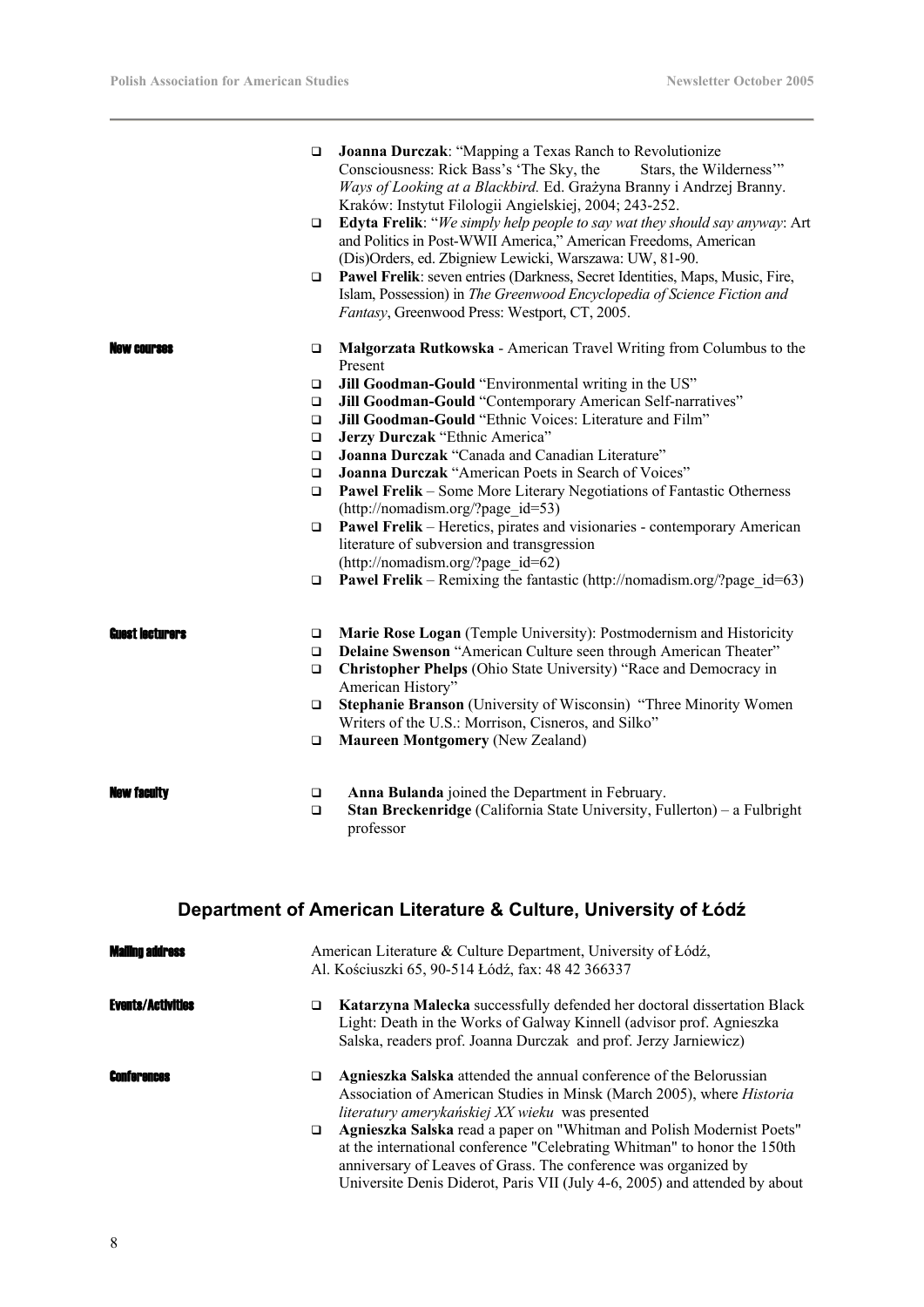- **Joanna Durczak**: "Mapping a Texas Ranch to Revolutionize Consciousness: Rick Bass's 'The Sky, the Stars, the Wilderness'" *Ways of Looking at a Blackbird.* Ed. Grażyna Branny i Andrzej Branny. Kraków: Instytut Filologii Angielskiej, 2004; 243-252.
- **Edyta Frelik**: "*We simply help people to say wat they should say anyway*: Art and Politics in Post-WWII America," American Freedoms, American (Dis)Orders, ed. Zbigniew Lewicki, Warszawa: UW, 81-90.
- **Pawel Frelik**: seven entries (Darkness, Secret Identities, Maps, Music, Fire, Islam, Possession) in *The Greenwood Encyclopedia of Science Fiction and Fantasy*, Greenwood Press: Westport, CT, 2005.

**New courses**

- **Małgorzata Rutkowska** - American Travel Writing from Columbus to the Present
- **Jill Goodman-Gould** "Environmental writing in the US"
- **Jill Goodman-Gould** "Contemporary American Self-narratives"
- **Jill Goodman-Gould** "Ethnic Voices: Literature and Film"
- **Jerzy Durczak** "Ethnic America"
- **Joanna Durczak** "Canada and Canadian Literature"
- **Joanna Durczak** "American Poets in Search of Voices"
- **Pawel Frelik** – Some More Literary Negotiations of Fantastic Otherness (http://nomadism.org/?page_id=53)
- **Pawel Frelik** – Heretics, pirates and visionaries - contemporary American literature of subversion and transgression (http://nomadism.org/?page_id=62)
- **Pawel Frelik** – Remixing the fantastic (http://nomadism.org/?page_id=63)

**Guest lecturers**

- **Marie Rose Logan** (Temple University): Postmodernism and Historicity
- **Delaine Swenson** "American Culture seen through American Theater"
- **Christopher Phelps** (Ohio State University) "Race and Democracy in American History"
- **Stephanie Branson** (University of Wisconsin) "Three Minority Women Writers of the U.S.: Morrison, Cisneros, and Silko"
- **Maureen Montgomery** (New Zealand)

**New faculty**

- **Anna Bulanda** joined the Department in February.
- **Stan Breckenridge** (California State University, Fullerton) – a Fulbright professor

## Department of American Literature & Culture, University of Łódź

**Mailing address**

American Literature & Culture Department, University of Łódź,
Al. Kościuszki 65, 90-514 Łódź, fax: 48 42 366337

**Events/Activities**

- **Katarzyna Malecka** successfully defended her doctoral dissertation Black Light: Death in the Works of Galway Kinnell (advisor prof. Agnieszka Salska, readers prof. Joanna Durczak and prof. Jerzy Jarniewicz)

**Conferences**

- **Agnieszka Salska** attended the annual conference of the Belorussian Association of American Studies in Minsk (March 2005), where *Historia literatury amerykańskiej XX wieku* was presented
- **Agnieszka Salska** read a paper on "Whitman and Polish Modernist Poets" at the international conference "Celebrating Whitman" to honor the 150th anniversary of Leaves of Grass. The conference was organized by Universite Denis Diderot, Paris VII (July 4-6, 2005) and attended by about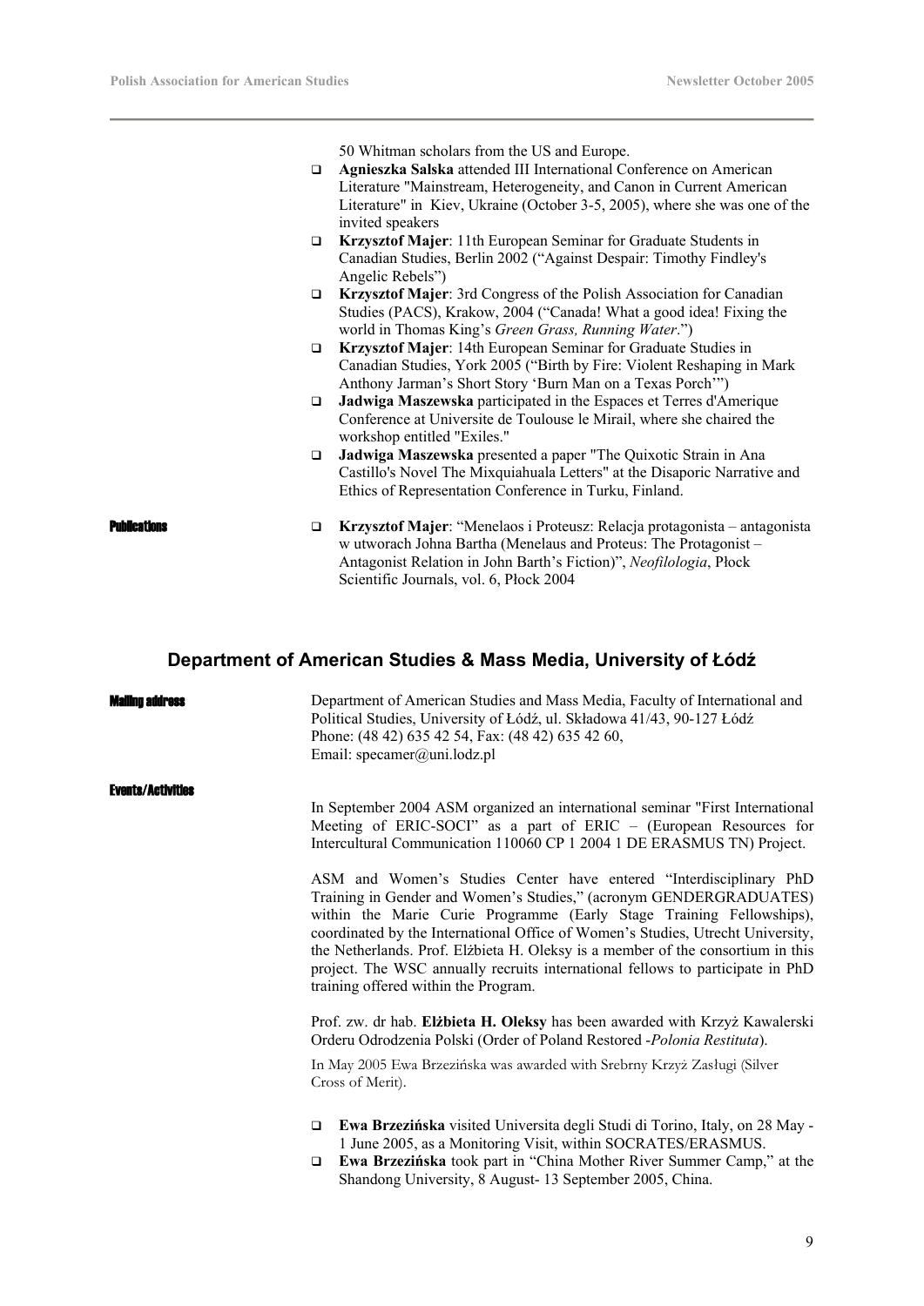50 Whitman scholars from the US and Europe.

- **Agnieszka Salska** attended III International Conference on American Literature "Mainstream, Heterogeneity, and Canon in Current American Literature" in Kiev, Ukraine (October 3-5, 2005), where she was one of the invited speakers
- **Krzysztof Majer**: 11th European Seminar for Graduate Students in Canadian Studies, Berlin 2002 ("Against Despair: Timothy Findley's Angelic Rebels")
- **Krzysztof Majer**: 3rd Congress of the Polish Association for Canadian Studies (PACS), Krakow, 2004 ("Canada! What a good idea! Fixing the world in Thomas King's *Green Grass, Running Water*.")
- **Krzysztof Majer**: 14th European Seminar for Graduate Students in Canadian Studies, York 2005 ("Birth by Fire: Violent Reshaping in Mark Anthony Jarman's Short Story 'Burn Man on a Texas Porch'")
- **Jadwiga Maszewska** participated in the Espaces et Terres d'Amerique Conference at Universite de Toulouse le Mirail, where she chaired the workshop entitled "Exiles."
- **Jadwiga Maszewska** presented a paper "The Quixotic Strain in Ana Castillo's Novel The Mixquiahuala Letters" at the Disaporic Narrative and Ethics of Representation Conference in Turku, Finland.

**Publications**

- **Krzysztof Majer**: "Menelaos i Proteusz: Relacja protagonista – antagonista w utworach Johna Bartha (Menelaus and Proteus: The Protagonist – Antagonist Relation in John Barth's Fiction)", *Neofilologia*, Płock Scientific Journals, vol. 6, Płock 2004

## Department of American Studies & Mass Media, University of Łódź

**Mailing address**

Department of American Studies and Mass Media, Faculty of International and Political Studies, University of Łódź, ul. Składowa 41/43, 90-127 Łódź
Phone: (48 42) 635 42 54, Fax: (48 42) 635 42 60,
Email: specamer@uni.lodz.pl

**Events/Activities**

In September 2004 ASM organized an international seminar "First International Meeting of ERIC-SOCI" as a part of ERIC – (European Resources for Intercultural Communication 110060 CP 1 2004 1 DE ERASMUS TN) Project.

ASM and Women's Studies Center have entered "Interdisciplinary PhD Training in Gender and Women's Studies," (acronym GENDERGRADUATES) within the Marie Curie Programme (Early Stage Training Fellowships), coordinated by the International Office of Women's Studies, Utrecht University, the Netherlands. Prof. Elżbieta H. Oleksy is a member of the consortium in this project. The WSC annually recruits international fellows to participate in PhD training offered within the Program.

Prof. zw. dr hab. **Elżbieta H. Oleksy** has been awarded with Krzyż Kawalerski Orderu Odrodzenia Polski (Order of Poland Restored -*Polonia Restituta*).

In May 2005 Ewa Brzezińska was awarded with Srebrny Krzyż Zasługi (Silver Cross of Merit).

- **Ewa Brzezińska** visited Universita degli Studi di Torino, Italy, on 28 May - 1 June 2005, as a Monitoring Visit, within SOCRATES/ERASMUS.
- **Ewa Brzezińska** took part in "China Mother River Summer Camp," at the Shandong University, 8 August- 13 September 2005, China.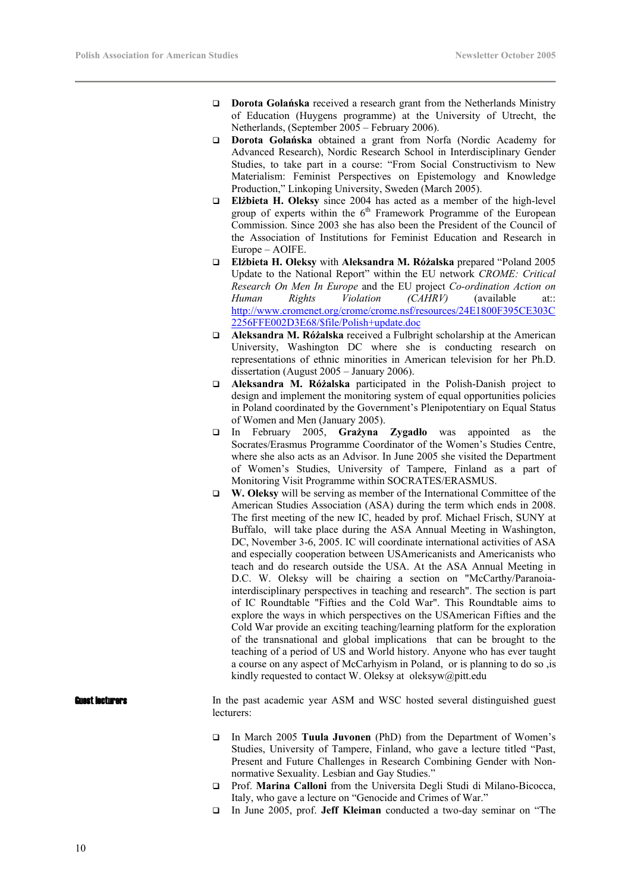- **Dorota Golańska** received a research grant from the Netherlands Ministry of Education (Huygens programme) at the University of Utrecht, the Netherlands, (September 2005 – February 2006).
- **Dorota Golańska** obtained a grant from Norfa (Nordic Academy for Advanced Research), Nordic Research School in Interdisciplinary Gender Studies, to take part in a course: "From Social Constructivism to New Materialism: Feminist Perspectives on Epistemology and Knowledge Production," Linkoping University, Sweden (March 2005).
- **Elżbieta H. Oleksy** since 2004 has acted as a member of the high-level group of experts within the 6th Framework Programme of the European Commission. Since 2003 she has also been the President of the Council of the Association of Institutions for Feminist Education and Research in Europe – AOIFE.
- **Elżbieta H. Oleksy** with **Aleksandra M. Różalska** prepared "Poland 2005 Update to the National Report" within the EU network *CROME: Critical Research On Men In Europe* and the EU project *Co-ordination Action on Human Rights Violation (CAHRV)* (available at:: http://www.cromenet.org/crome/crome.nsf/resources/24E1800F395CE303C2256FFE002D3E68/$file/Polish+update.doc
- **Aleksandra M. Różalska** received a Fulbright scholarship at the American University, Washington DC where she is conducting research on representations of ethnic minorities in American television for her Ph.D. dissertation (August 2005 – January 2006).
- **Aleksandra M. Różalska** participated in the Polish-Danish project to design and implement the monitoring system of equal opportunities policies in Poland coordinated by the Government's Plenipotentiary on Equal Status of Women and Men (January 2005).
- In February 2005, **Grażyna Zygadło** was appointed as the Socrates/Erasmus Programme Coordinator of the Women's Studies Centre, where she also acts as an Advisor. In June 2005 she visited the Department of Women's Studies, University of Tampere, Finland as a part of Monitoring Visit Programme within SOCRATES/ERASMUS.
- **W. Oleksy** will be serving as member of the International Committee of the American Studies Association (ASA) during the term which ends in 2008. The first meeting of the new IC, headed by prof. Michael Frisch, SUNY at Buffalo, will take place during the ASA Annual Meeting in Washington, DC, November 3-6, 2005. IC will coordinate international activities of ASA and especially cooperation between USAmericanists and Americanists who teach and do research outside the USA. At the ASA Annual Meeting in D.C. W. Oleksy will be chairing a section on "McCarthy/Paranoia-interdisciplinary perspectives in teaching and research". The section is part of IC Roundtable "Fifties and the Cold War". This Roundtable aims to explore the ways in which perspectives on the USAmerican Fifties and the Cold War provide an exciting teaching/learning platform for the exploration of the transnational and global implications that can be brought to the teaching of a period of US and World history. Anyone who has ever taught a course on any aspect of McCarhyism in Poland, or is planning to do so ,is kindly requested to contact W. Oleksy at oleksyw@pitt.edu

## Guest lecturers

In the past academic year ASM and WSC hosted several distinguished guest lecturers:

- In March 2005 **Tuula Juvonen** (PhD) from the Department of Women's Studies, University of Tampere, Finland, who gave a lecture titled "Past, Present and Future Challenges in Research Combining Gender with Non-normative Sexuality. Lesbian and Gay Studies."
- Prof. **Marina Calloni** from the Universita Degli Studi di Milano-Bicocca, Italy, who gave a lecture on "Genocide and Crimes of War."
- In June 2005, prof. **Jeff Kleiman** conducted a two-day seminar on "The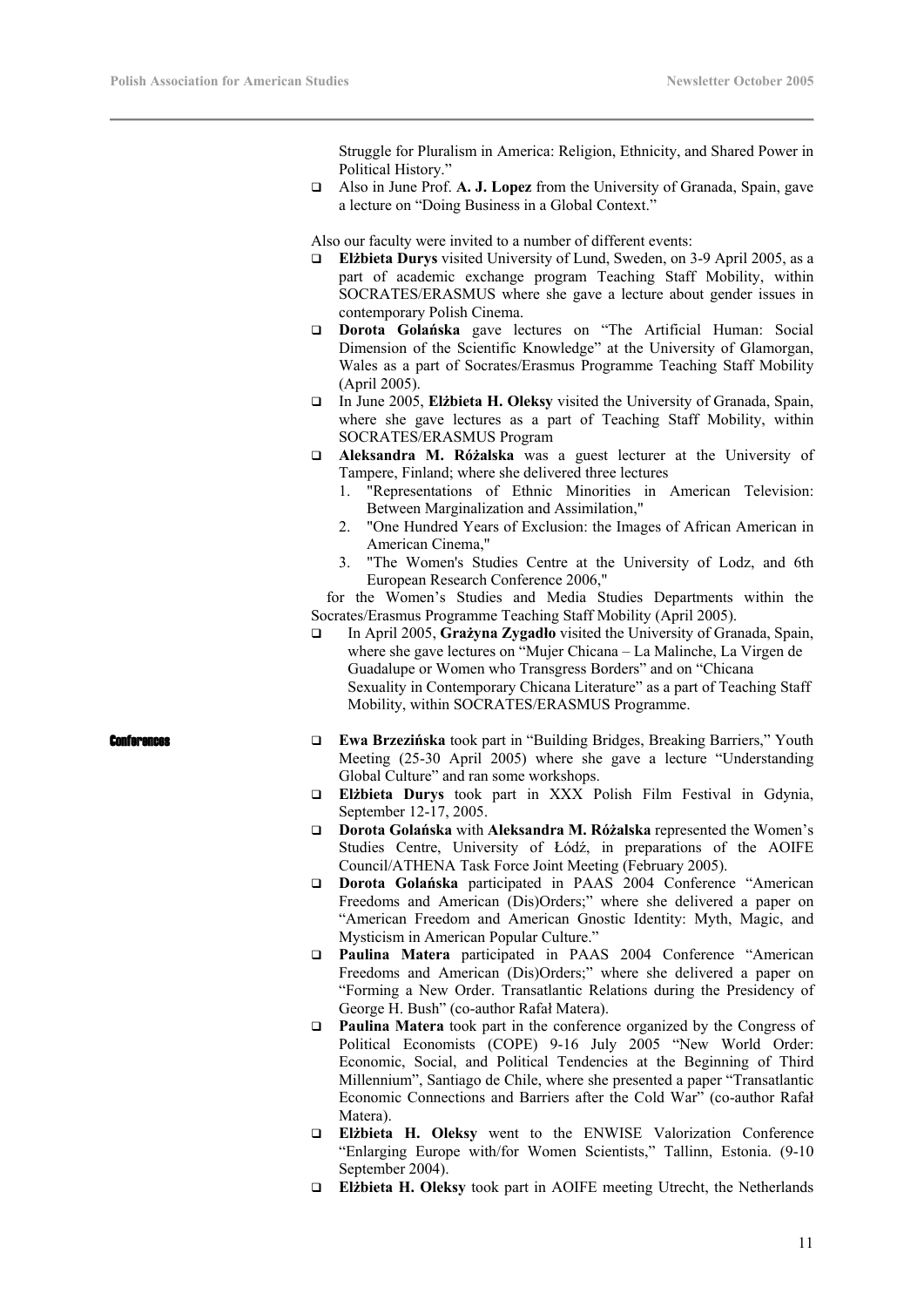Struggle for Pluralism in America: Religion, Ethnicity, and Shared Power in Political History."

- Also in June Prof. **A. J. Lopez** from the University of Granada, Spain, gave a lecture on "Doing Business in a Global Context."

Also our faculty were invited to a number of different events:

- **Elżbieta Durys** visited University of Lund, Sweden, on 3-9 April 2005, as a part of academic exchange program Teaching Staff Mobility, within SOCRATES/ERASMUS where she gave a lecture about gender issues in contemporary Polish Cinema.
- **Dorota Golańska** gave lectures on "The Artificial Human: Social Dimension of the Scientific Knowledge" at the University of Glamorgan, Wales as a part of Socrates/Erasmus Programme Teaching Staff Mobility (April 2005).
- In June 2005, **Elżbieta H. Oleksy** visited the University of Granada, Spain, where she gave lectures as a part of Teaching Staff Mobility, within SOCRATES/ERASMUS Program
- **Aleksandra M. Różalska** was a guest lecturer at the University of Tampere, Finland; where she delivered three lectures
  1. "Representations of Ethnic Minorities in American Television: Between Marginalization and Assimilation,"
  2. "One Hundred Years of Exclusion: the Images of African American in American Cinema,"
  3. "The Women's Studies Centre at the University of Lodz, and 6th European Research Conference 2006,"

  for the Women's Studies and Media Studies Departments within the Socrates/Erasmus Programme Teaching Staff Mobility (April 2005).
- In April 2005, **Grażyna Zygadło** visited the University of Granada, Spain, where she gave lectures on "Mujer Chicana – La Malinche, La Virgen de Guadalupe or Women who Transgress Borders" and on "Chicana Sexuality in Contemporary Chicana Literature" as a part of Teaching Staff Mobility, within SOCRATES/ERASMUS Programme.

**Conferences**

- **Ewa Brzezińska** took part in "Building Bridges, Breaking Barriers," Youth Meeting (25-30 April 2005) where she gave a lecture "Understanding Global Culture" and ran some workshops.
- **Elżbieta Durys** took part in XXX Polish Film Festival in Gdynia, September 12-17, 2005.
- **Dorota Golańska** with **Aleksandra M. Różalska** represented the Women's Studies Centre, University of Łódź, in preparations of the AOIFE Council/ATHENA Task Force Joint Meeting (February 2005).
- **Dorota Golańska** participated in PAAS 2004 Conference "American Freedoms and American (Dis)Orders;" where she delivered a paper on "American Freedom and American Gnostic Identity: Myth, Magic, and Mysticism in American Popular Culture."
- **Paulina Matera** participated in PAAS 2004 Conference "American Freedoms and American (Dis)Orders;" where she delivered a paper on "Forming a New Order. Transatlantic Relations during the Presidency of George H. Bush" (co-author Rafał Matera).
- **Paulina Matera** took part in the conference organized by the Congress of Political Economists (COPE) 9-16 July 2005 "New World Order: Economic, Social, and Political Tendencies at the Beginning of Third Millennium", Santiago de Chile, where she presented a paper "Transatlantic Economic Connections and Barriers after the Cold War" (co-author Rafał Matera).
- **Elżbieta H. Oleksy** went to the ENWISE Valorization Conference "Enlarging Europe with/for Women Scientists," Tallinn, Estonia. (9-10 September 2004).
- **Elżbieta H. Oleksy** took part in AOIFE meeting Utrecht, the Netherlands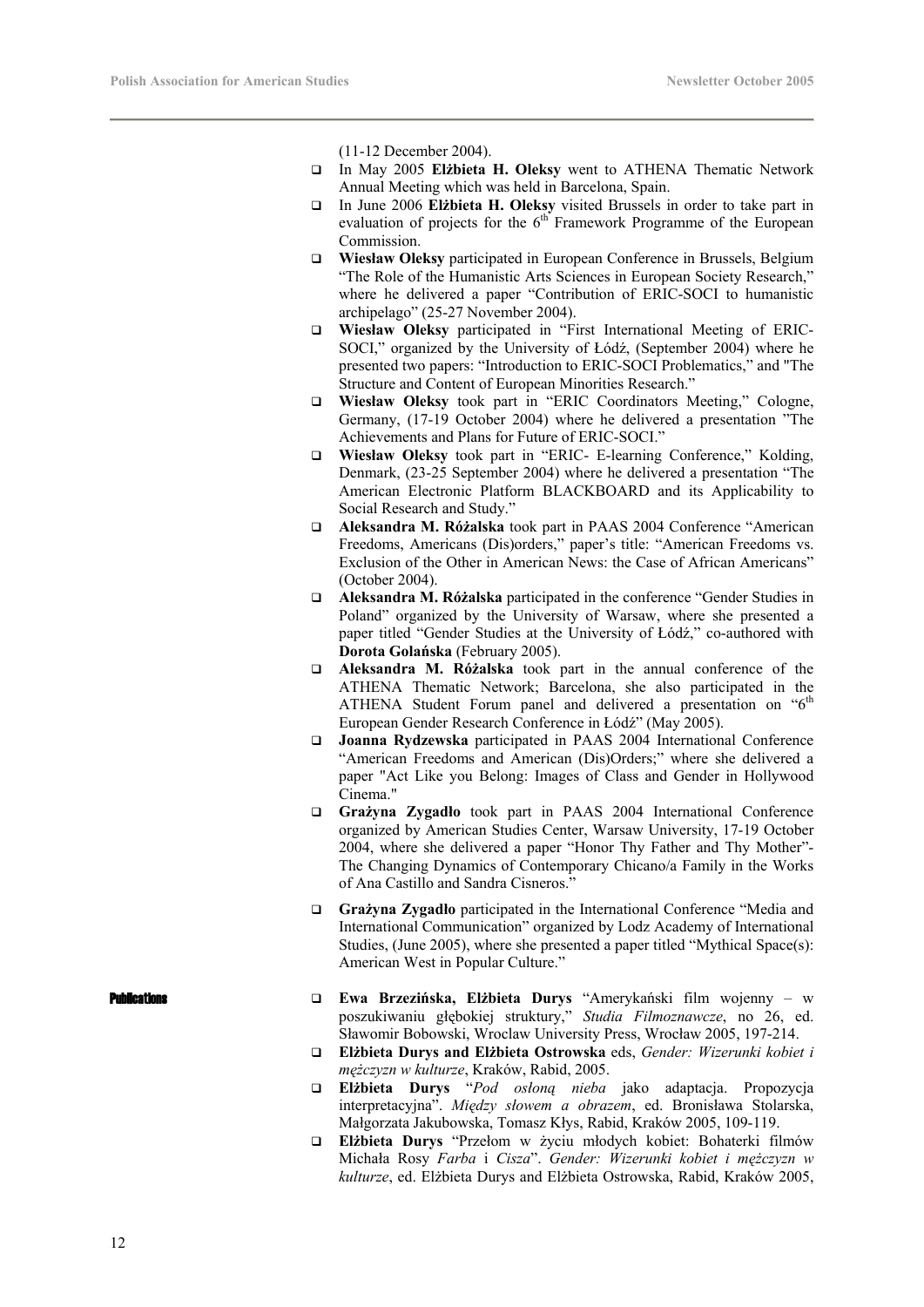(11-12 December 2004).

- In May 2005 **Elżbieta H. Oleksy** went to ATHENA Thematic Network Annual Meeting which was held in Barcelona, Spain.
- In June 2006 **Elżbieta H. Oleksy** visited Brussels in order to take part in evaluation of projects for the 6th Framework Programme of the European Commission.
- **Wiesław Oleksy** participated in European Conference in Brussels, Belgium "The Role of the Humanistic Arts Sciences in European Society Research," where he delivered a paper "Contribution of ERIC-SOCI to humanistic archipelago" (25-27 November 2004).
- **Wiesław Oleksy** participated in "First International Meeting of ERIC-SOCI," organized by the University of Łódź, (September 2004) where he presented two papers: "Introduction to ERIC-SOCI Problematics," and "The Structure and Content of European Minorities Research."
- **Wiesław Oleksy** took part in "ERIC Coordinators Meeting," Cologne, Germany, (17-19 October 2004) where he delivered a presentation "The Achievements and Plans for Future of ERIC-SOCI."
- **Wiesław Oleksy** took part in "ERIC- E-learning Conference," Kolding, Denmark, (23-25 September 2004) where he delivered a presentation "The American Electronic Platform BLACKBOARD and its Applicability to Social Research and Study."
- **Aleksandra M. Różalska** took part in PAAS 2004 Conference "American Freedoms, Americans (Dis)orders," paper's title: "American Freedoms vs. Exclusion of the Other in American News: the Case of African Americans" (October 2004).
- **Aleksandra M. Różalska** participated in the conference "Gender Studies in Poland" organized by the University of Warsaw, where she presented a paper titled "Gender Studies at the University of Łódź," co-authored with **Dorota Golańska** (February 2005).
- **Aleksandra M. Różalska** took part in the annual conference of the ATHENA Thematic Network; Barcelona, she also participated in the ATHENA Student Forum panel and delivered a presentation on "6th European Gender Research Conference in Łódź" (May 2005).
- **Joanna Rydzewska** participated in PAAS 2004 International Conference "American Freedoms and American (Dis)Orders;" where she delivered a paper "Act Like you Belong: Images of Class and Gender in Hollywood Cinema."
- **Grażyna Zygadło** took part in PAAS 2004 International Conference organized by American Studies Center, Warsaw University, 17-19 October 2004, where she delivered a paper "Honor Thy Father and Thy Mother"- The Changing Dynamics of Contemporary Chicano/a Family in the Works of Ana Castillo and Sandra Cisneros."
- **Grażyna Zygadło** participated in the International Conference "Media and International Communication" organized by Lodz Academy of International Studies, (June 2005), where she presented a paper titled "Mythical Space(s): American West in Popular Culture."

**Publications**

- **Ewa Brzezińska, Elżbieta Durys** "Amerykański film wojenny – w poszukiwaniu głębokiej struktury," *Studia Filmoznawcze*, no 26, ed. Sławomir Bobowski, Wroclaw University Press, Wrocław 2005, 197-214.
- **Elżbieta Durys and Elżbieta Ostrowska** eds, *Gender: Wizerunki kobiet i mężczyzn w kulturze*, Kraków, Rabid, 2005.
- **Elżbieta Durys** "*Pod osłoną nieba* jako adaptacja. Propozycja interpretacyjna". *Między słowem a obrazem*, ed. Bronisława Stolarska, Małgorzata Jakubowska, Tomasz Kłys, Rabid, Kraków 2005, 109-119.
- **Elżbieta Durys** "Przełom w życiu młodych kobiet: Bohaterki filmów Michała Rosy *Farba* i *Cisza*". *Gender: Wizerunki kobiet i mężczyzn w kulturze*, ed. Elżbieta Durys and Elżbieta Ostrowska, Rabid, Kraków 2005,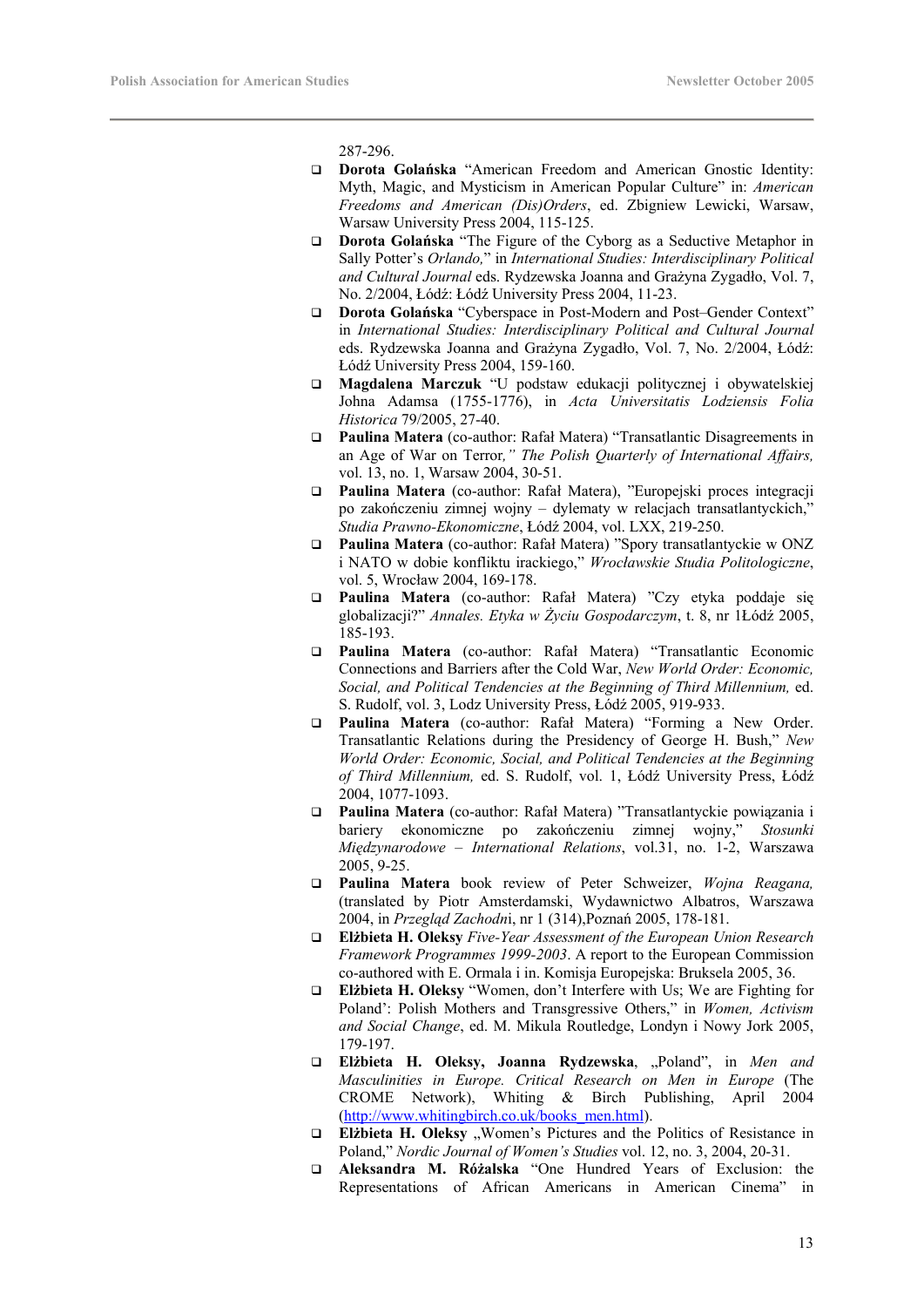287-296.

- **Dorota Golańska** "American Freedom and American Gnostic Identity: Myth, Magic, and Mysticism in American Popular Culture" in: *American Freedoms and American (Dis)Orders*, ed. Zbigniew Lewicki, Warsaw, Warsaw University Press 2004, 115-125.
- **Dorota Golańska** "The Figure of the Cyborg as a Seductive Metaphor in Sally Potter's *Orlando,*" in *International Studies: Interdisciplinary Political and Cultural Journal* eds. Rydzewska Joanna and Grażyna Zygadło, Vol. 7, No. 2/2004, Łódź: Łódź University Press 2004, 11-23.
- **Dorota Golańska** "Cyberspace in Post-Modern and Post–Gender Context" in *International Studies: Interdisciplinary Political and Cultural Journal* eds. Rydzewska Joanna and Grażyna Zygadło, Vol. 7, No. 2/2004, Łódź: Łódź University Press 2004, 159-160.
- **Magdalena Marczuk** "U podstaw edukacji politycznej i obywatelskiej Johna Adamsa (1755-1776), in *Acta Universitatis Lodziensis Folia Historica* 79/2005, 27-40.
- **Paulina Matera** (co-author: Rafał Matera) "Transatlantic Disagreements in an Age of War on Terror*," The Polish Quarterly of International Affairs,* vol. 13, no. 1, Warsaw 2004, 30-51.
- **Paulina Matera** (co-author: Rafał Matera), "Europejski proces integracji po zakończeniu zimnej wojny – dylematy w relacjach transatlantyckich," *Studia Prawno-Ekonomiczne*, Łódź 2004, vol. LXX, 219-250.
- **Paulina Matera** (co-author: Rafał Matera) "Spory transatlantyckie w ONZ i NATO w dobie konfliktu irackiego," *Wrocławskie Studia Politologiczne*, vol. 5, Wrocław 2004, 169-178.
- **Paulina Matera** (co-author: Rafał Matera) "Czy etyka poddaje się globalizacji?" *Annales. Etyka w Życiu Gospodarczym*, t. 8, nr 1Łódź 2005, 185-193.
- **Paulina Matera** (co-author: Rafał Matera) "Transatlantic Economic Connections and Barriers after the Cold War, *New World Order: Economic, Social, and Political Tendencies at the Beginning of Third Millennium,* ed. S. Rudolf, vol. 3, Lodz University Press, Łódź 2005, 919-933.
- **Paulina Matera** (co-author: Rafał Matera) "Forming a New Order. Transatlantic Relations during the Presidency of George H. Bush," *New World Order: Economic, Social, and Political Tendencies at the Beginning of Third Millennium,* ed. S. Rudolf, vol. 1, Łódź University Press, Łódź 2004, 1077-1093.
- **Paulina Matera** (co-author: Rafał Matera) "Transatlantyckie powiązania i bariery ekonomiczne po zakończeniu zimnej wojny," *Stosunki Międzynarodowe – International Relations*, vol.31, no. 1-2, Warszawa 2005, 9-25.
- **Paulina Matera** book review of Peter Schweizer, *Wojna Reagana,* (translated by Piotr Amsterdamski, Wydawnictwo Albatros, Warszawa 2004, in *Przegląd Zachodn*i, nr 1 (314),Poznań 2005, 178-181.
- **Elżbieta H. Oleksy** *Five-Year Assessment of the European Union Research Framework Programmes 1999-2003*. A report to the European Commission co-authored with E. Ormala i in. Komisja Europejska: Bruksela 2005, 36.
- **Elżbieta H. Oleksy** "Women, don't Interfere with Us; We are Fighting for Poland': Polish Mothers and Transgressive Others," in *Women, Activism and Social Change*, ed. M. Mikula Routledge, Londyn i Nowy Jork 2005, 179-197.
- **Elżbieta H. Oleksy, Joanna Rydzewska**, „Poland", in *Men and Masculinities in Europe. Critical Research on Men in Europe* (The CROME Network), Whiting & Birch Publishing, April 2004 (http://www.whitingbirch.co.uk/books_men.html).
- **Elżbieta H. Oleksy** „Women's Pictures and the Politics of Resistance in Poland," *Nordic Journal of Women's Studies* vol. 12, no. 3, 2004, 20-31.
- **Aleksandra M. Różalska** "One Hundred Years of Exclusion: the Representations of African Americans in American Cinema" in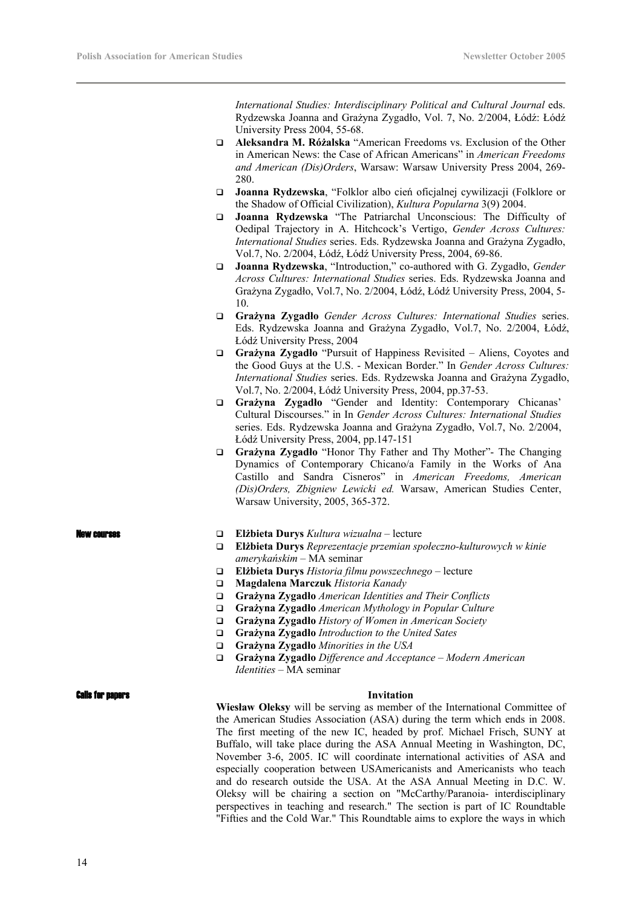*International Studies: Interdisciplinary Political and Cultural Journal* eds. Rydzewska Joanna and Grażyna Zygadło, Vol. 7, No. 2/2004, Łódź: Łódź University Press 2004, 55-68.

- **Aleksandra M. Różalska** "American Freedoms vs. Exclusion of the Other in American News: the Case of African Americans" in *American Freedoms and American (Dis)Orders*, Warsaw: Warsaw University Press 2004, 269-280.
- **Joanna Rydzewska**, "Folklor albo cień oficjalnej cywilizacji (Folklore or the Shadow of Official Civilization), *Kultura Popularna* 3(9) 2004.
- **Joanna Rydzewska** "The Patriarchal Unconscious: The Difficulty of Oedipal Trajectory in A. Hitchcock's Vertigo, *Gender Across Cultures: International Studies* series. Eds. Rydzewska Joanna and Grażyna Zygadło, Vol.7, No. 2/2004, Łódź, Łódź University Press, 2004, 69-86.
- **Joanna Rydzewska**, "Introduction," co-authored with G. Zygadło, *Gender Across Cultures: International Studies* series. Eds. Rydzewska Joanna and Grażyna Zygadło, Vol.7, No. 2/2004, Łódź, Łódź University Press, 2004, 5-10.
- **Grażyna Zygadło** *Gender Across Cultures: International Studies* series. Eds. Rydzewska Joanna and Grażyna Zygadło, Vol.7, No. 2/2004, Łódź, Łódź University Press, 2004
- **Grażyna Zygadło** "Pursuit of Happiness Revisited – Aliens, Coyotes and the Good Guys at the U.S. - Mexican Border." In *Gender Across Cultures: International Studies* series. Eds. Rydzewska Joanna and Grażyna Zygadło, Vol.7, No. 2/2004, Łódź University Press, 2004, pp.37-53.
- **Grażyna Zygadło** "Gender and Identity: Contemporary Chicanas' Cultural Discourses." in In *Gender Across Cultures: International Studies* series. Eds. Rydzewska Joanna and Grażyna Zygadło, Vol.7, No. 2/2004, Łódź University Press, 2004, pp.147-151
- **Grażyna Zygadło** "Honor Thy Father and Thy Mother"- The Changing Dynamics of Contemporary Chicano/a Family in the Works of Ana Castillo and Sandra Cisneros" in *American Freedoms, American (Dis)Orders, Zbigniew Lewicki ed.* Warsaw, American Studies Center, Warsaw University, 2005, 365-372.

## New courses

- **Elżbieta Durys** *Kultura wizualna* – lecture
- **Elżbieta Durys** *Reprezentacje przemian społeczno-kulturowych w kinie amerykańskim* – MA seminar
- **Elżbieta Durys** *Historia filmu powszechnego* – lecture
- **Magdalena Marczuk** *Historia Kanady*
- **Grażyna Zygadło** *American Identities and Their Conflicts*
- **Grażyna Zygadło** *American Mythology in Popular Culture*
- **Grażyna Zygadło** *History of Women in American Society*
- **Grażyna Zygadło** *Introduction to the United Sates*
- **Grażyna Zygadło** *Minorities in the USA*
- **Grażyna Zygadło** *Difference and Acceptance – Modern American Identities* – MA seminar

## Calls for papers

**Invitation**

**Wiesław Oleksy** will be serving as member of the International Committee of the American Studies Association (ASA) during the term which ends in 2008. The first meeting of the new IC, headed by prof. Michael Frisch, SUNY at Buffalo, will take place during the ASA Annual Meeting in Washington, DC, November 3-6, 2005. IC will coordinate international activities of ASA and especially cooperation between USAmericanists and Americanists who teach and do research outside the USA. At the ASA Annual Meeting in D.C. W. Oleksy will be chairing a section on "McCarthy/Paranoia- interdisciplinary perspectives in teaching and research." The section is part of IC Roundtable "Fifties and the Cold War." This Roundtable aims to explore the ways in which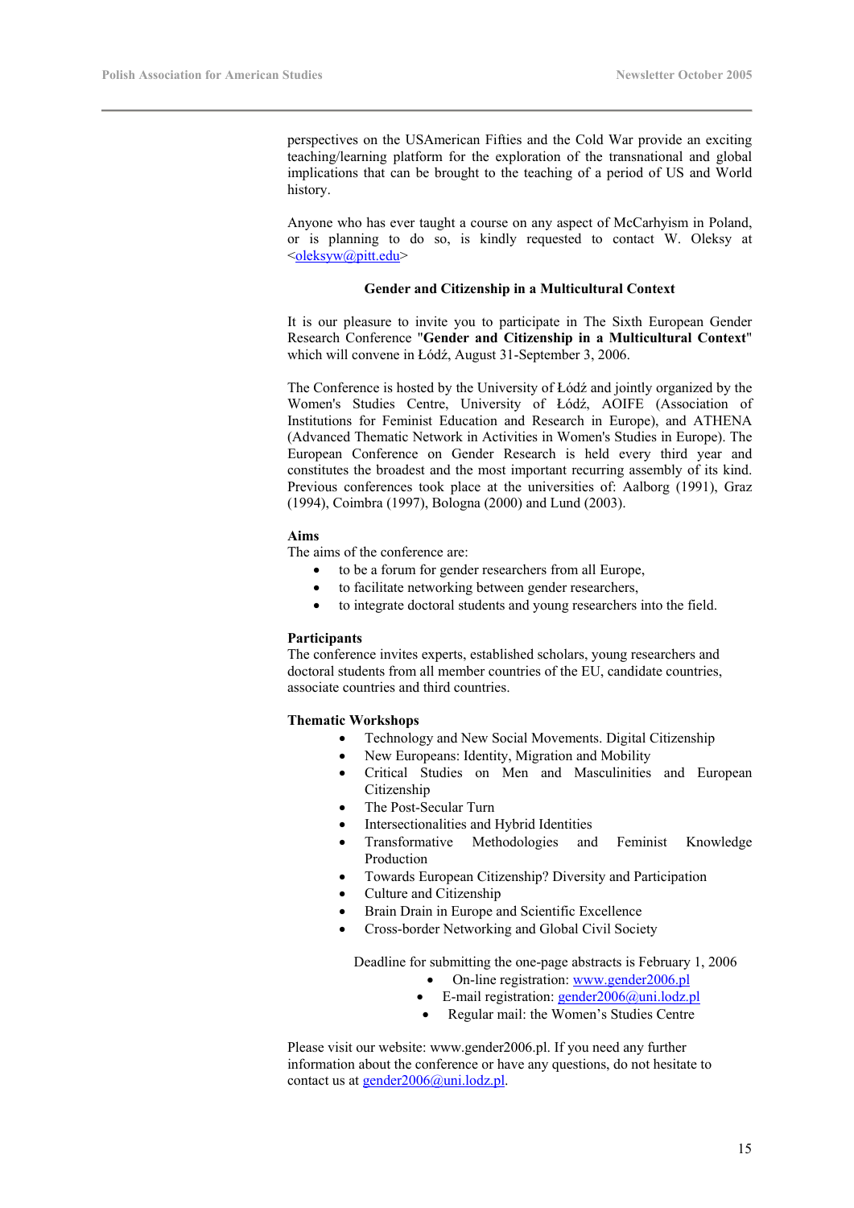perspectives on the USAmerican Fifties and the Cold War provide an exciting teaching/learning platform for the exploration of the transnational and global implications that can be brought to the teaching of a period of US and World history.

Anyone who has ever taught a course on any aspect of McCarhyism in Poland, or is planning to do so, is kindly requested to contact W. Oleksy at <oleksyw@pitt.edu>

### Gender and Citizenship in a Multicultural Context

It is our pleasure to invite you to participate in The Sixth European Gender Research Conference "**Gender and Citizenship in a Multicultural Context**" which will convene in Łódź, August 31-September 3, 2006.

The Conference is hosted by the University of Łódź and jointly organized by the Women's Studies Centre, University of Łódź, AOIFE (Association of Institutions for Feminist Education and Research in Europe), and ATHENA (Advanced Thematic Network in Activities in Women's Studies in Europe). The European Conference on Gender Research is held every third year and constitutes the broadest and the most important recurring assembly of its kind. Previous conferences took place at the universities of: Aalborg (1991), Graz (1994), Coimbra (1997), Bologna (2000) and Lund (2003).

**Aims**

The aims of the conference are:

- to be a forum for gender researchers from all Europe,
- to facilitate networking between gender researchers,
- to integrate doctoral students and young researchers into the field.

**Participants**

The conference invites experts, established scholars, young researchers and doctoral students from all member countries of the EU, candidate countries, associate countries and third countries.

**Thematic Workshops**

- Technology and New Social Movements. Digital Citizenship
- New Europeans: Identity, Migration and Mobility
- Critical Studies on Men and Masculinities and European Citizenship
- The Post-Secular Turn
- Intersectionalities and Hybrid Identities
- Transformative Methodologies and Feminist Knowledge Production
- Towards European Citizenship? Diversity and Participation
- Culture and Citizenship
- Brain Drain in Europe and Scientific Excellence
- Cross-border Networking and Global Civil Society

Deadline for submitting the one-page abstracts is February 1, 2006

- On-line registration: www.gender2006.pl
- E-mail registration: gender2006@uni.lodz.pl
- Regular mail: the Women's Studies Centre

Please visit our website: www.gender2006.pl. If you need any further information about the conference or have any questions, do not hesitate to contact us at gender2006@uni.lodz.pl.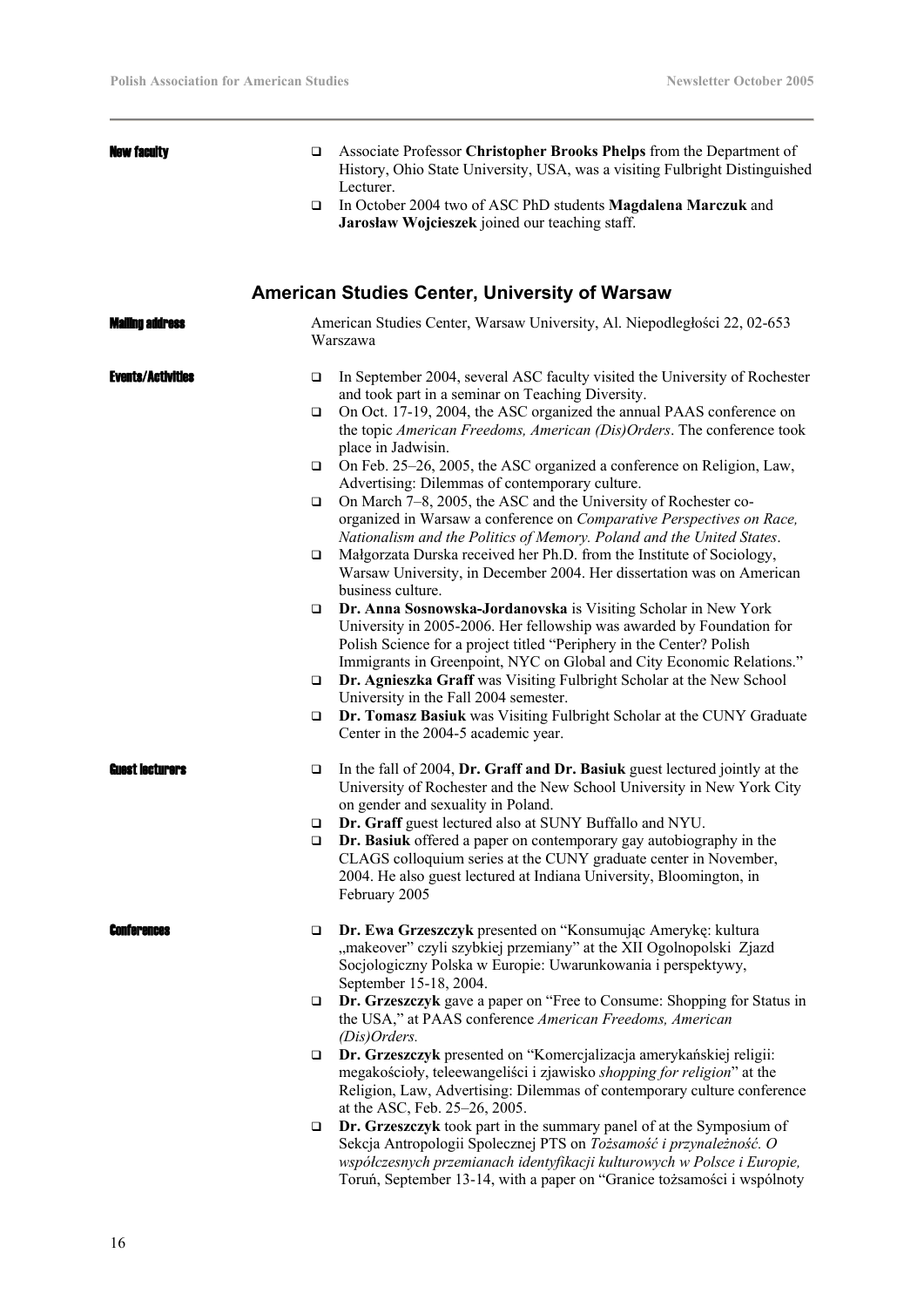**New faculty**

- Associate Professor **Christopher Brooks Phelps** from the Department of History, Ohio State University, USA, was a visiting Fulbright Distinguished Lecturer.
- In October 2004 two of ASC PhD students **Magdalena Marczuk** and **Jarosław Wojcieszek** joined our teaching staff.

## American Studies Center, University of Warsaw

**Mailing address**

American Studies Center, Warsaw University, Al. Niepodległości 22, 02-653 Warszawa

**Events/Activities**

- In September 2004, several ASC faculty visited the University of Rochester and took part in a seminar on Teaching Diversity.
- On Oct. 17-19, 2004, the ASC organized the annual PAAS conference on the topic *American Freedoms, American (Dis)Orders*. The conference took place in Jadwisin.
- On Feb. 25–26, 2005, the ASC organized a conference on Religion, Law, Advertising: Dilemmas of contemporary culture.
- On March 7–8, 2005, the ASC and the University of Rochester co-organized in Warsaw a conference on *Comparative Perspectives on Race, Nationalism and the Politics of Memory. Poland and the United States*.
- Małgorzata Durska received her Ph.D. from the Institute of Sociology, Warsaw University, in December 2004. Her dissertation was on American business culture.
- **Dr. Anna Sosnowska-Jordanovska** is Visiting Scholar in New York University in 2005-2006. Her fellowship was awarded by Foundation for Polish Science for a project titled "Periphery in the Center? Polish Immigrants in Greenpoint, NYC on Global and City Economic Relations."
- **Dr. Agnieszka Graff** was Visiting Fulbright Scholar at the New School University in the Fall 2004 semester.
- **Dr. Tomasz Basiuk** was Visiting Fulbright Scholar at the CUNY Graduate Center in the 2004-5 academic year.

**Guest lecturers**

- In the fall of 2004, **Dr. Graff and Dr. Basiuk** guest lectured jointly at the University of Rochester and the New School University in New York City on gender and sexuality in Poland.
- **Dr. Graff** guest lectured also at SUNY Buffallo and NYU.
- **Dr. Basiuk** offered a paper on contemporary gay autobiography in the CLAGS colloquium series at the CUNY graduate center in November, 2004. He also guest lectured at Indiana University, Bloomington, in February 2005

**Conferences**

- **Dr. Ewa Grzeszczyk** presented on "Konsumując Amerykę: kultura „makeover" czyli szybkiej przemiany" at the XII Ogolnopolski Zjazd Socjologiczny Polska w Europie: Uwarunkowania i perspektywy, September 15-18, 2004.
- **Dr. Grzeszczyk** gave a paper on "Free to Consume: Shopping for Status in the USA," at PAAS conference *American Freedoms, American (Dis)Orders.*
- **Dr. Grzeszczyk** presented on "Komercjalizacja amerykańskiej religii: megakościoły, teleewangeliści i zjawisko *shopping for religion*" at the Religion, Law, Advertising: Dilemmas of contemporary culture conference at the ASC, Feb. 25–26, 2005.
- **Dr. Grzeszczyk** took part in the summary panel of at the Symposium of Sekcja Antropologii Spolecznej PTS on *Tożsamość i przynależność. O współczesnych przemianach identyfikacji kulturowych w Polsce i Europie,* Toruń, September 13-14, with a paper on "Granice tożsamości i wspólnoty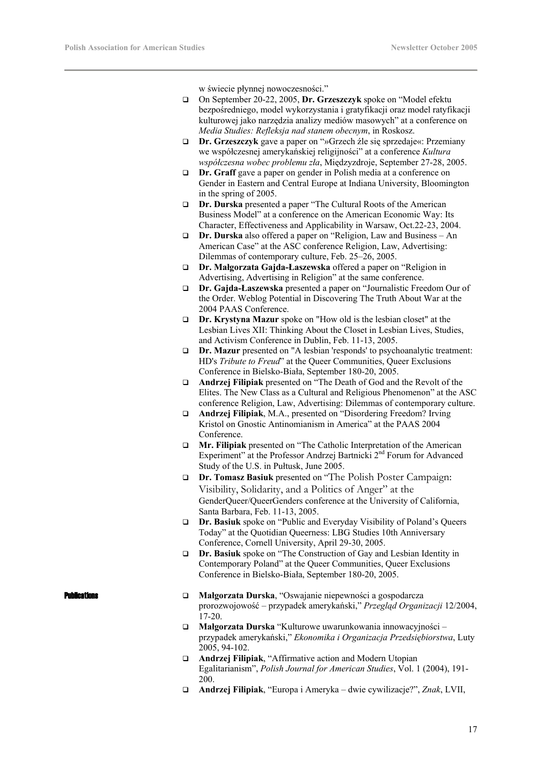w świecie płynnej nowoczesności."

- On September 20-22, 2005, **Dr. Grzeszczyk** spoke on "Model efektu bezpośredniego, model wykorzystania i gratyfikacji oraz model ratyfikacji kulturowej jako narzędzia analizy mediów masowych" at a conference on *Media Studies: Refleksja nad stanem obecnym*, in Roskosz.
- **Dr. Grzeszczyk** gave a paper on "»Grzech źle się sprzedaje«: Przemiany we współczesnej amerykańskiej religijności" at a conference *Kultura współczesna wobec problemu zła*, Międzyzdroje, September 27-28, 2005.
- **Dr. Graff** gave a paper on gender in Polish media at a conference on Gender in Eastern and Central Europe at Indiana University, Bloomington in the spring of 2005.
- **Dr. Durska** presented a paper "The Cultural Roots of the American Business Model" at a conference on the American Economic Way: Its Character, Effectiveness and Applicability in Warsaw, Oct.22-23, 2004.
- **Dr. Durska** also offered a paper on "Religion, Law and Business – An American Case" at the ASC conference Religion, Law, Advertising: Dilemmas of contemporary culture, Feb. 25–26, 2005.
- **Dr. Małgorzata Gajda-Łaszewska** offered a paper on "Religion in Advertising, Advertising in Religion" at the same conference.
- **Dr. Gajda-Łaszewska** presented a paper on "Journalistic Freedom Our of the Order. Weblog Potential in Discovering The Truth About War at the 2004 PAAS Conference.
- **Dr. Krystyna Mazur** spoke on "How old is the lesbian closet" at the Lesbian Lives XII: Thinking About the Closet in Lesbian Lives, Studies, and Activism Conference in Dublin, Feb. 11-13, 2005.
- **Dr. Mazur** presented on "A lesbian 'responds' to psychoanalytic treatment: HD's *Tribute to Freud*" at the Queer Communities, Queer Exclusions Conference in Bielsko-Biała, September 180-20, 2005.
- **Andrzej Filipiak** presented on "The Death of God and the Revolt of the Elites. The New Class as a Cultural and Religious Phenomenon" at the ASC conference Religion, Law, Advertising: Dilemmas of contemporary culture.
- **Andrzej Filipiak**, M.A., presented on "Disordering Freedom? Irving Kristol on Gnostic Antinomianism in America" at the PAAS 2004 Conference.
- **Mr. Filipiak** presented on "The Catholic Interpretation of the American Experiment" at the Professor Andrzej Bartnicki 2nd Forum for Advanced Study of the U.S. in Pułtusk, June 2005.
- **Dr. Tomasz Basiuk** presented on "The Polish Poster Campaign: Visibility, Solidarity, and a Politics of Anger" at the GenderQueer/QueerGenders conference at the University of California, Santa Barbara, Feb. 11-13, 2005.
- **Dr. Basiuk** spoke on "Public and Everyday Visibility of Poland's Queers Today" at the Quotidian Queerness: LBG Studies 10th Anniversary Conference, Cornell University, April 29-30, 2005.
- **Dr. Basiuk** spoke on "The Construction of Gay and Lesbian Identity in Contemporary Poland" at the Queer Communities, Queer Exclusions Conference in Bielsko-Biała, September 180-20, 2005.

**Publications**

- **Małgorzata Durska**, "Oswajanie niepewności a gospodarcza prorozwojowość – przypadek amerykański," *Przegląd Organizacji* 12/2004, 17-20.
- **Małgorzata Durska** "Kulturowe uwarunkowania innowacyjności – przypadek amerykański," *Ekonomika i Organizacja Przedsiębiorstwa*, Luty 2005, 94-102.
- **Andrzej Filipiak**, "Affirmative action and Modern Utopian Egalitarianism", *Polish Journal for American Studies*, Vol. 1 (2004), 191-200.
- **Andrzej Filipiak**, "Europa i Ameryka – dwie cywilizacje?", *Znak*, LVII,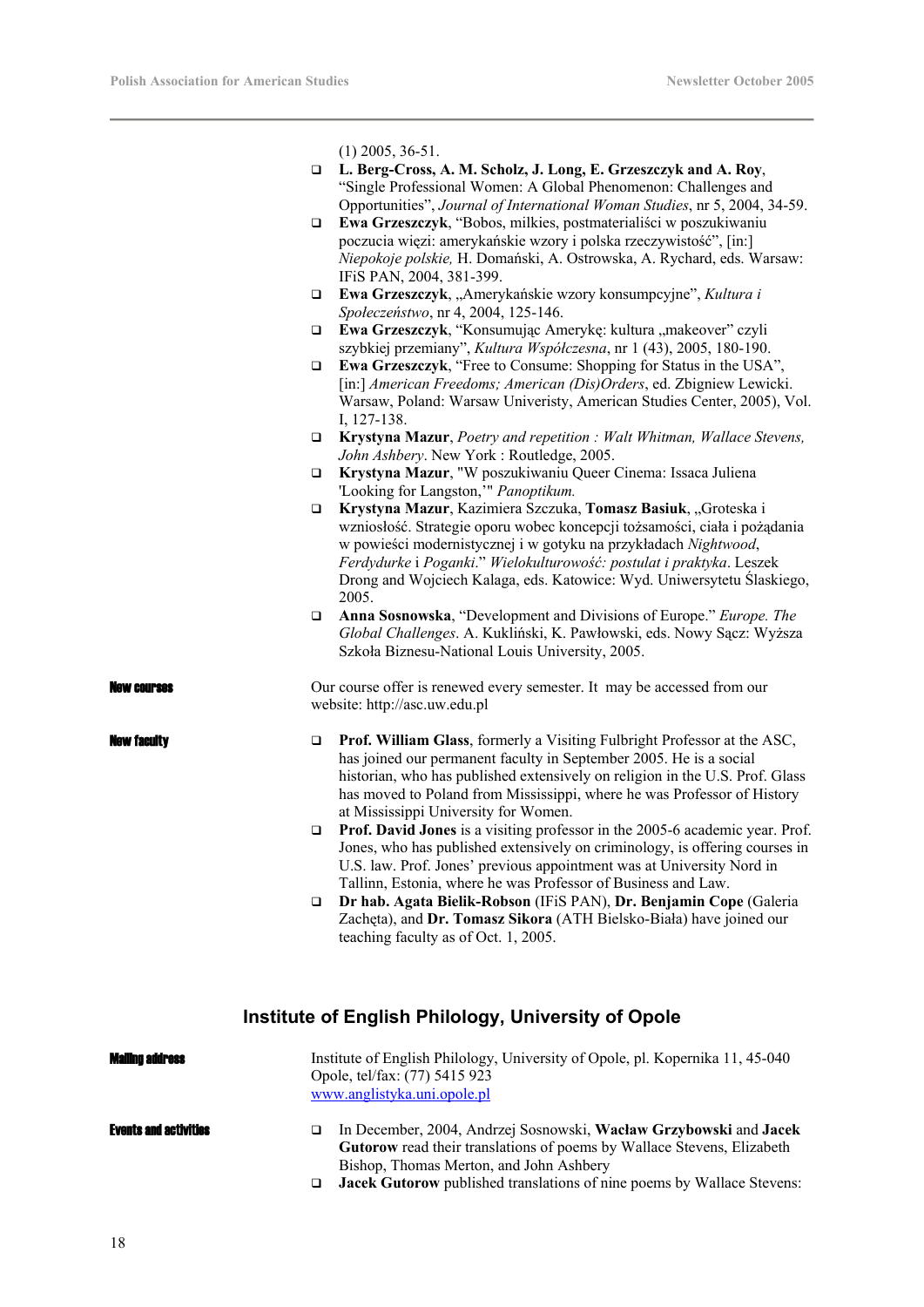(1) 2005, 36-51.

- **L. Berg-Cross, A. M. Scholz, J. Long, E. Grzeszczyk and A. Roy**, "Single Professional Women: A Global Phenomenon: Challenges and Opportunities", *Journal of International Woman Studies*, nr 5, 2004, 34-59.
- **Ewa Grzeszczyk**, "Bobos, milkies, postmaterialiści w poszukiwaniu poczucia więzi: amerykańskie wzory i polska rzeczywistość", [in:] *Niepokoje polskie,* H. Domański, A. Ostrowska, A. Rychard, eds. Warsaw: IFiS PAN, 2004, 381-399.
- **Ewa Grzeszczyk**, „Amerykańskie wzory konsumpcyjne", *Kultura i Społeczeństwo*, nr 4, 2004, 125-146.
- **Ewa Grzeszczyk**, "Konsumując Amerykę: kultura „makeover" czyli szybkiej przemiany", *Kultura Współczesna*, nr 1 (43), 2005, 180-190.
- **Ewa Grzeszczyk**, "Free to Consume: Shopping for Status in the USA", [in:] *American Freedoms; American (Dis)Orders*, ed. Zbigniew Lewicki. Warsaw, Poland: Warsaw Univeristy, American Studies Center, 2005), Vol. I, 127-138.
- **Krystyna Mazur**, *Poetry and repetition : Walt Whitman, Wallace Stevens, John Ashbery*. New York : Routledge, 2005.
- **Krystyna Mazur**, "W poszukiwaniu Queer Cinema: Issaca Juliena 'Looking for Langston,'" *Panoptikum.*
- **Krystyna Mazur**, Kazimiera Szczuka, **Tomasz Basiuk**, „Groteska i wzniosłość. Strategie oporu wobec koncepcji tożsamości, ciała i pożądania w powieści modernistycznej i w gotyku na przykładach *Nightwood*, *Ferdydurke* i *Poganki*." *Wielokulturowość: postulat i praktyka*. Leszek Drong and Wojciech Kalaga, eds. Katowice: Wyd. Uniwersytetu Ślaskiego, 2005.
- **Anna Sosnowska**, "Development and Divisions of Europe." *Europe. The Global Challenges*. A. Kukliński, K. Pawłowski, eds. Nowy Sącz: Wyższa Szkoła Biznesu-National Louis University, 2005.

**New courses**

Our course offer is renewed every semester. It may be accessed from our website: http://asc.uw.edu.pl

**New faculty**

- **Prof. William Glass**, formerly a Visiting Fulbright Professor at the ASC, has joined our permanent faculty in September 2005. He is a social historian, who has published extensively on religion in the U.S. Prof. Glass has moved to Poland from Mississippi, where he was Professor of History at Mississippi University for Women.
- **Prof. David Jones** is a visiting professor in the 2005-6 academic year. Prof. Jones, who has published extensively on criminology, is offering courses in U.S. law. Prof. Jones' previous appointment was at University Nord in Tallinn, Estonia, where he was Professor of Business and Law.
- **Dr hab. Agata Bielik-Robson** (IFiS PAN), **Dr. Benjamin Cope** (Galeria Zachęta), and **Dr. Tomasz Sikora** (ATH Bielsko-Biała) have joined our teaching faculty as of Oct. 1, 2005.

## Institute of English Philology, University of Opole

**Mailing address**

Institute of English Philology, University of Opole, pl. Kopernika 11, 45-040 Opole, tel/fax: (77) 5415 923
www.anglistyka.uni.opole.pl

**Events and activities**

- In December, 2004, Andrzej Sosnowski, **Wacław Grzybowski** and **Jacek Gutorow** read their translations of poems by Wallace Stevens, Elizabeth Bishop, Thomas Merton, and John Ashbery
- **Jacek Gutorow** published translations of nine poems by Wallace Stevens: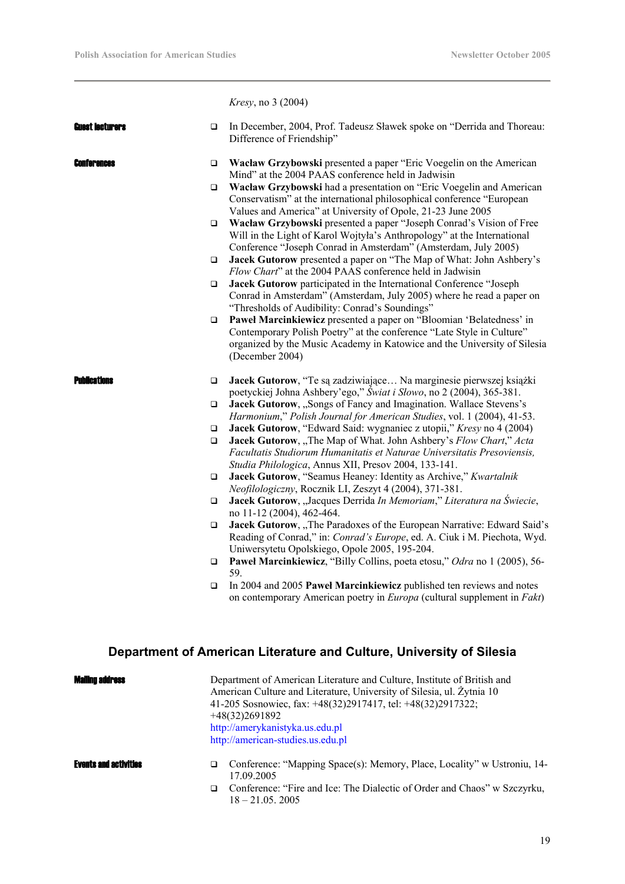*Kresy*, no 3 (2004)

**Guest lecturers**

- In December, 2004, Prof. Tadeusz Sławek spoke on "Derrida and Thoreau: Difference of Friendship"

**Conferences**

- **Wacław Grzybowski** presented a paper "Eric Voegelin on the American Mind" at the 2004 PAAS conference held in Jadwisin
- **Wacław Grzybowski** had a presentation on "Eric Voegelin and American Conservatism" at the international philosophical conference "European Values and America" at University of Opole, 21-23 June 2005
- **Wacław Grzybowski** presented a paper "Joseph Conrad's Vision of Free Will in the Light of Karol Wojtyła's Anthropology" at the International Conference "Joseph Conrad in Amsterdam" (Amsterdam, July 2005)
- **Jacek Gutorow** presented a paper on "The Map of What: John Ashbery's *Flow Chart*" at the 2004 PAAS conference held in Jadwisin
- **Jacek Gutorow** participated in the International Conference "Joseph Conrad in Amsterdam" (Amsterdam, July 2005) where he read a paper on "Thresholds of Audibility: Conrad's Soundings"
- **Paweł Marcinkiewicz** presented a paper on "Bloomian 'Belatedness' in Contemporary Polish Poetry" at the conference "Late Style in Culture" organized by the Music Academy in Katowice and the University of Silesia (December 2004)

**Publications**

- **Jacek Gutorow**, "Te są zadziwiające… Na marginesie pierwszej książki poetyckiej Johna Ashbery'ego," *Świat i Słowo*, no 2 (2004), 365-381.
- **Jacek Gutorow**, „Songs of Fancy and Imagination. Wallace Stevens's *Harmonium*," *Polish Journal for American Studies*, vol. 1 (2004), 41-53.
- **Jacek Gutorow**, "Edward Said: wygnaniec z utopii," *Kresy* no 4 (2004)
- **Jacek Gutorow**, „The Map of What. John Ashbery's *Flow Chart*," *Acta Facultatis Studiorum Humanitatis et Naturae Universitatis Presoviensis, Studia Philologica*, Annus XII, Presov 2004, 133-141.
- **Jacek Gutorow**, "Seamus Heaney: Identity as Archive," *Kwartalnik Neofilologiczny*, Rocznik LI, Zeszyt 4 (2004), 371-381.
- **Jacek Gutorow**, „Jacques Derrida *In Memoriam*," *Literatura na Świecie*, no 11-12 (2004), 462-464.
- **Jacek Gutorow**, „The Paradoxes of the European Narrative: Edward Said's Reading of Conrad," in: *Conrad's Europe*, ed. A. Ciuk i M. Piechota, Wyd. Uniwersytetu Opolskiego, Opole 2005, 195-204.
- **Paweł Marcinkiewicz**, "Billy Collins, poeta etosu," *Odra* no 1 (2005), 56-59.
- In 2004 and 2005 **Paweł Marcinkiewicz** published ten reviews and notes on contemporary American poetry in *Europa* (cultural supplement in *Fakt*)

## Department of American Literature and Culture, University of Silesia

**Mailing address**

Department of American Literature and Culture, Institute of British and American Culture and Literature, University of Silesia, ul. Żytnia 10
41-205 Sosnowiec, fax: +48(32)2917417, tel: +48(32)2917322;
+48(32)2691892
http://amerykanistyka.us.edu.pl
http://american-studies.us.edu.pl

**Events and activities**

- Conference: "Mapping Space(s): Memory, Place, Locality" w Ustroniu, 14-17.09.2005
- Conference: "Fire and Ice: The Dialectic of Order and Chaos" w Szczyrku, 18 – 21.05. 2005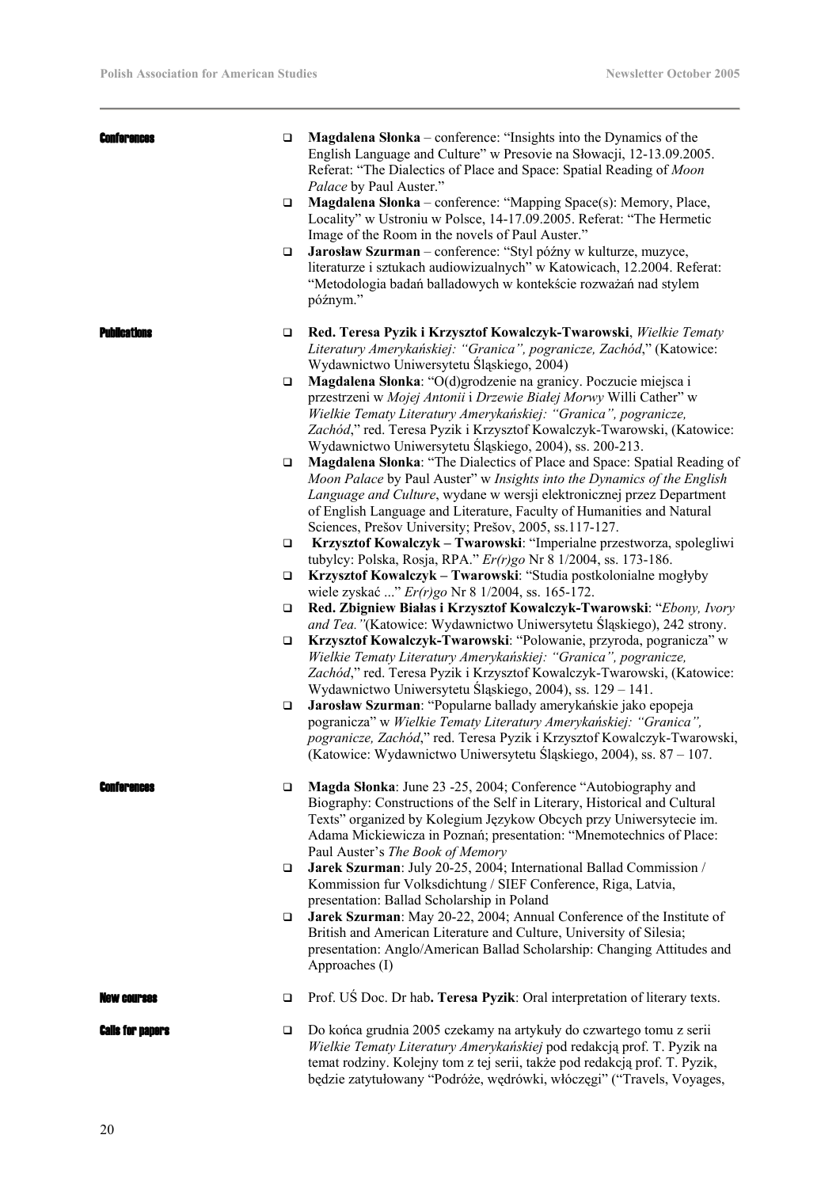### Conferences

- **Magdalena Słonka** – conference: "Insights into the Dynamics of the English Language and Culture" w Presovie na Słowacji, 12-13.09.2005. Referat: "The Dialectics of Place and Space: Spatial Reading of *Moon Palace* by Paul Auster."
- **Magdalena Słonka** – conference: "Mapping Space(s): Memory, Place, Locality" w Ustroniu w Polsce, 14-17.09.2005. Referat: "The Hermetic Image of the Room in the novels of Paul Auster."
- **Jarosław Szurman** – conference: "Styl późny w kulturze, muzyce, literaturze i sztukach audiowizualnych" w Katowicach, 12.2004. Referat: "Metodologia badań balladowych w kontekście rozważań nad stylem późnym."

### Publications

- **Red. Teresa Pyzik i Krzysztof Kowalczyk-Twarowski**, *Wielkie Tematy Literatury Amerykańskiej: "Granica", pogranicze, Zachód*," (Katowice: Wydawnictwo Uniwersytetu Śląskiego, 2004)
- **Magdalena Słonka**: "O(d)grodzenie na granicy. Poczucie miejsca i przestrzeni w *Mojej Antonii* i *Drzewie Białej Morwy* Willi Cather" w *Wielkie Tematy Literatury Amerykańskiej: "Granica", pogranicze, Zachód*," red. Teresa Pyzik i Krzysztof Kowalczyk-Twarowski, (Katowice: Wydawnictwo Uniwersytetu Śląskiego, 2004), ss. 200-213.
- **Magdalena Słonka**: "The Dialectics of Place and Space: Spatial Reading of *Moon Palace* by Paul Auster" w *Insights into the Dynamics of the English Language and Culture*, wydane w wersji elektronicznej przez Department of English Language and Literature, Faculty of Humanities and Natural Sciences, Prešov University; Prešov, 2005, ss.117-127.
- **Krzysztof Kowalczyk – Twarowski**: "Imperialne przestworza, spolegliwi tubylcy: Polska, Rosja, RPA." *Er(r)go* Nr 8 1/2004, ss. 173-186.
- **Krzysztof Kowalczyk – Twarowski**: "Studia postkolonialne mogłyby wiele zyskać ..." *Er(r)go* Nr 8 1/2004, ss. 165-172.
- **Red. Zbigniew Białas i Krzysztof Kowalczyk-Twarowski**: "*Ebony, Ivory and Tea."*(Katowice: Wydawnictwo Uniwersytetu Śląskiego), 242 strony.
- **Krzysztof Kowalczyk-Twarowski**: "Polowanie, przyroda, pogranicza" w *Wielkie Tematy Literatury Amerykańskiej: "Granica", pogranicze, Zachód*," red. Teresa Pyzik i Krzysztof Kowalczyk-Twarowski, (Katowice: Wydawnictwo Uniwersytetu Śląskiego, 2004), ss. 129 – 141.
- **Jarosław Szurman**: "Popularne ballady amerykańskie jako epopeja pogranicza" w *Wielkie Tematy Literatury Amerykańskiej: "Granica", pogranicze, Zachód*," red. Teresa Pyzik i Krzysztof Kowalczyk-Twarowski, (Katowice: Wydawnictwo Uniwersytetu Śląskiego, 2004), ss. 87 – 107.

### Conferences

- **Magda Słonka**: June 23 -25, 2004; Conference "Autobiography and Biography: Constructions of the Self in Literary, Historical and Cultural Texts" organized by Kolegium Językow Obcych przy Uniwersytecie im. Adama Mickiewicza in Poznań; presentation: "Mnemotechnics of Place: Paul Auster's *The Book of Memory*
- **Jarek Szurman**: July 20-25, 2004; International Ballad Commission / Kommission fur Volksdichtung / SIEF Conference, Riga, Latvia, presentation: Ballad Scholarship in Poland
- **Jarek Szurman**: May 20-22, 2004; Annual Conference of the Institute of British and American Literature and Culture, University of Silesia; presentation: Anglo/American Ballad Scholarship: Changing Attitudes and Approaches (I)

### New courses

- Prof. UŚ Doc. Dr hab**. Teresa Pyzik**: Oral interpretation of literary texts.

### Calls for papers

- Do końca grudnia 2005 czekamy na artykuły do czwartego tomu z serii *Wielkie Tematy Literatury Amerykańskiej* pod redakcją prof. T. Pyzik na temat rodziny. Kolejny tom z tej serii, także pod redakcją prof. T. Pyzik, będzie zatytułowany "Podróże, wędrówki, włóczęgi" ("Travels, Voyages,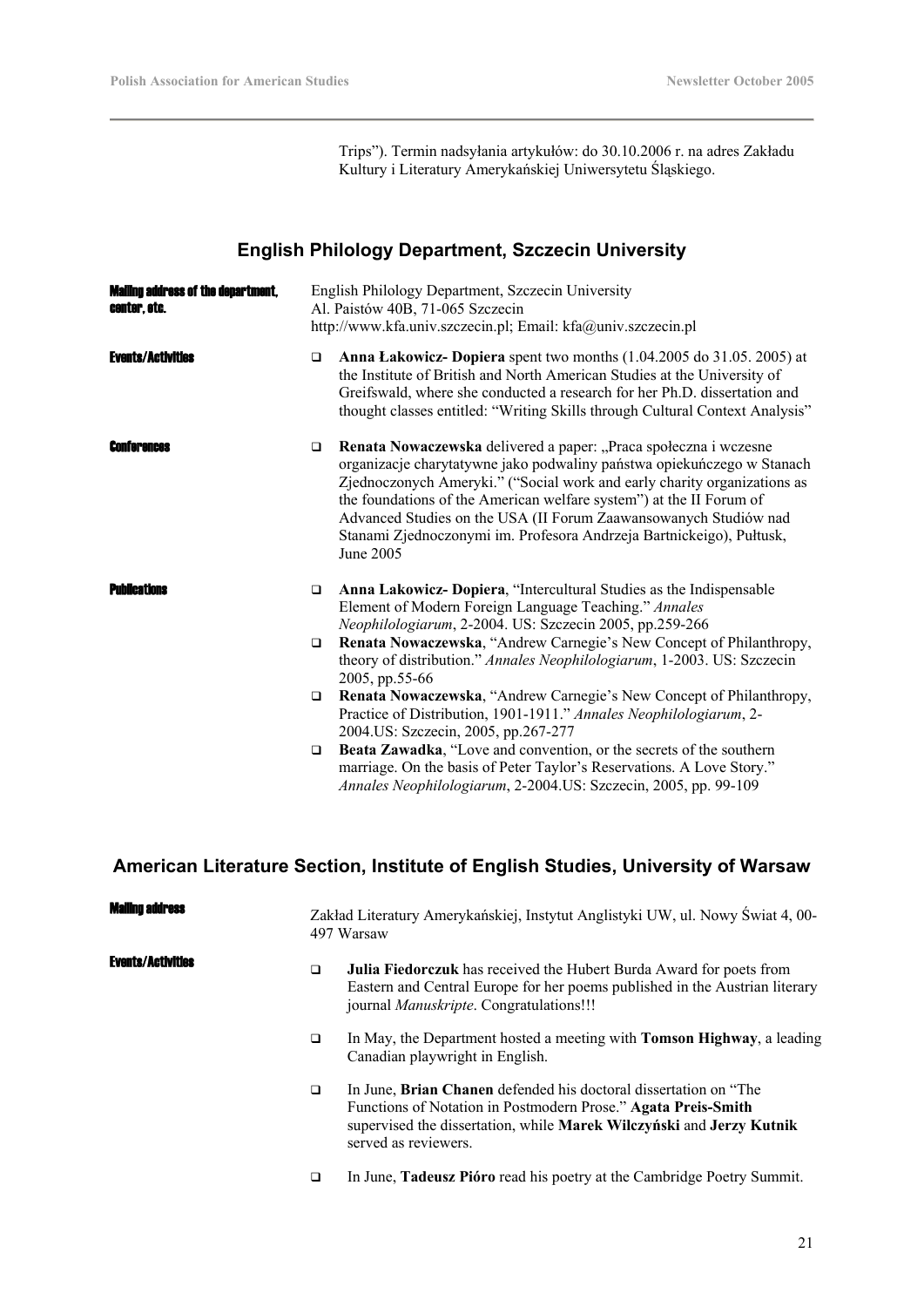Trips"). Termin nadsyłania artykułów: do 30.10.2006 r. na adres Zakładu Kultury i Literatury Amerykańskiej Uniwersytetu Śląskiego.

## English Philology Department, Szczecin University

**Mailing address of the department, center, etc.**

English Philology Department, Szczecin University
Al. Paistów 40B, 71-065 Szczecin
http://www.kfa.univ.szczecin.pl; Email: kfa@univ.szczecin.pl

**Events/Activities**

- **Anna Łakowicz- Dopiera** spent two months (1.04.2005 do 31.05. 2005) at the Institute of British and North American Studies at the University of Greifswald, where she conducted a research for her Ph.D. dissertation and thought classes entitled: "Writing Skills through Cultural Context Analysis"

**Conferences**

- **Renata Nowaczewska** delivered a paper: „Praca społeczna i wczesne organizacje charytatywne jako podwaliny państwa opiekuńczego w Stanach Zjednoczonych Ameryki." ("Social work and early charity organizations as the foundations of the American welfare system") at the II Forum of Advanced Studies on the USA (II Forum Zaawansowanych Studiów nad Stanami Zjednoczonymi im. Profesora Andrzeja Bartnickeigo), Pułtusk, June 2005

**Publications**

- **Anna Lakowicz- Dopiera**, "Intercultural Studies as the Indispensable Element of Modern Foreign Language Teaching." *Annales Neophilologiarum*, 2-2004. US: Szczecin 2005, pp.259-266
- **Renata Nowaczewska**, "Andrew Carnegie's New Concept of Philanthropy, theory of distribution." *Annales Neophilologiarum*, 1-2003. US: Szczecin 2005, pp.55-66
- **Renata Nowaczewska**, "Andrew Carnegie's New Concept of Philanthropy, Practice of Distribution, 1901-1911." *Annales Neophilologiarum*, 2-2004.US: Szczecin, 2005, pp.267-277
- **Beata Zawadka**, "Love and convention, or the secrets of the southern marriage. On the basis of Peter Taylor's Reservations. A Love Story." *Annales Neophilologiarum*, 2-2004.US: Szczecin, 2005, pp. 99-109

## American Literature Section, Institute of English Studies, University of Warsaw

**Mailing address**

Zakład Literatury Amerykańskiej, Instytut Anglistyki UW, ul. Nowy Świat 4, 00-497 Warsaw

**Events/Activities**

- **Julia Fiedorczuk** has received the Hubert Burda Award for poets from Eastern and Central Europe for her poems published in the Austrian literary journal *Manuskripte*. Congratulations!!!
- In May, the Department hosted a meeting with **Tomson Highway**, a leading Canadian playwright in English.
- In June, **Brian Chanen** defended his doctoral dissertation on "The Functions of Notation in Postmodern Prose." **Agata Preis-Smith** supervised the dissertation, while **Marek Wilczyński** and **Jerzy Kutnik** served as reviewers.
- In June, **Tadeusz Pióro** read his poetry at the Cambridge Poetry Summit.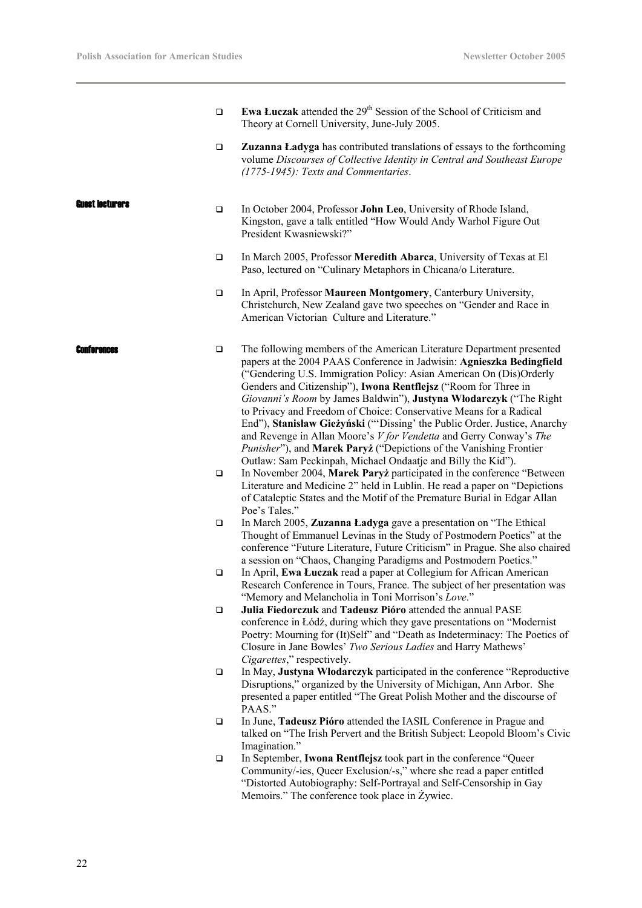- **Ewa Łuczak** attended the 29th Session of the School of Criticism and Theory at Cornell University, June-July 2005.
- **Zuzanna Ładyga** has contributed translations of essays to the forthcoming volume *Discourses of Collective Identity in Central and Southeast Europe (1775-1945): Texts and Commentaries*.

### Guest lecturers

- In October 2004, Professor **John Leo**, University of Rhode Island, Kingston, gave a talk entitled "How Would Andy Warhol Figure Out President Kwasniewski?"
- In March 2005, Professor **Meredith Abarca**, University of Texas at El Paso, lectured on "Culinary Metaphors in Chicana/o Literature.
- In April, Professor **Maureen Montgomery**, Canterbury University, Christchurch, New Zealand gave two speeches on "Gender and Race in American Victorian Culture and Literature."

### Conferences

- The following members of the American Literature Department presented papers at the 2004 PAAS Conference in Jadwisin: **Agnieszka Bedingfield** ("Gendering U.S. Immigration Policy: Asian American On (Dis)Orderly Genders and Citizenship"), **Iwona Rentflejsz** ("Room for Three in *Giovanni's Room* by James Baldwin"), **Justyna Włodarczyk** ("The Right to Privacy and Freedom of Choice: Conservative Means for a Radical End"), **Stanisław Gieżyński** ("'Dissing' the Public Order. Justice, Anarchy and Revenge in Allan Moore's *V for Vendetta* and Gerry Conway's *The Punisher*"), and **Marek Paryż** ("Depictions of the Vanishing Frontier Outlaw: Sam Peckinpah, Michael Ondaatje and Billy the Kid").
- In November 2004, **Marek Paryż** participated in the conference "Between Literature and Medicine 2" held in Lublin. He read a paper on "Depictions of Cataleptic States and the Motif of the Premature Burial in Edgar Allan Poe's Tales."
- In March 2005, **Zuzanna Ładyga** gave a presentation on "The Ethical Thought of Emmanuel Levinas in the Study of Postmodern Poetics" at the conference "Future Literature, Future Criticism" in Prague. She also chaired a session on "Chaos, Changing Paradigms and Postmodern Poetics."
- In April, **Ewa Łuczak** read a paper at Collegium for African American Research Conference in Tours, France. The subject of her presentation was "Memory and Melancholia in Toni Morrison's *Love*."
- **Julia Fiedorczuk** and **Tadeusz Pióro** attended the annual PASE conference in Łódź, during which they gave presentations on "Modernist Poetry: Mourning for (It)Self" and "Death as Indeterminacy: The Poetics of Closure in Jane Bowles' *Two Serious Ladies* and Harry Mathews' *Cigarettes*," respectively.
- In May, **Justyna Włodarczyk** participated in the conference "Reproductive Disruptions," organized by the University of Michigan, Ann Arbor. She presented a paper entitled "The Great Polish Mother and the discourse of PAAS."
- In June, **Tadeusz Pióro** attended the IASIL Conference in Prague and talked on "The Irish Pervert and the British Subject: Leopold Bloom's Civic Imagination."
- In September, **Iwona Rentflejsz** took part in the conference "Queer Community/-ies, Queer Exclusion/-s," where she read a paper entitled "Distorted Autobiography: Self-Portrayal and Self-Censorship in Gay Memoirs." The conference took place in Żywiec.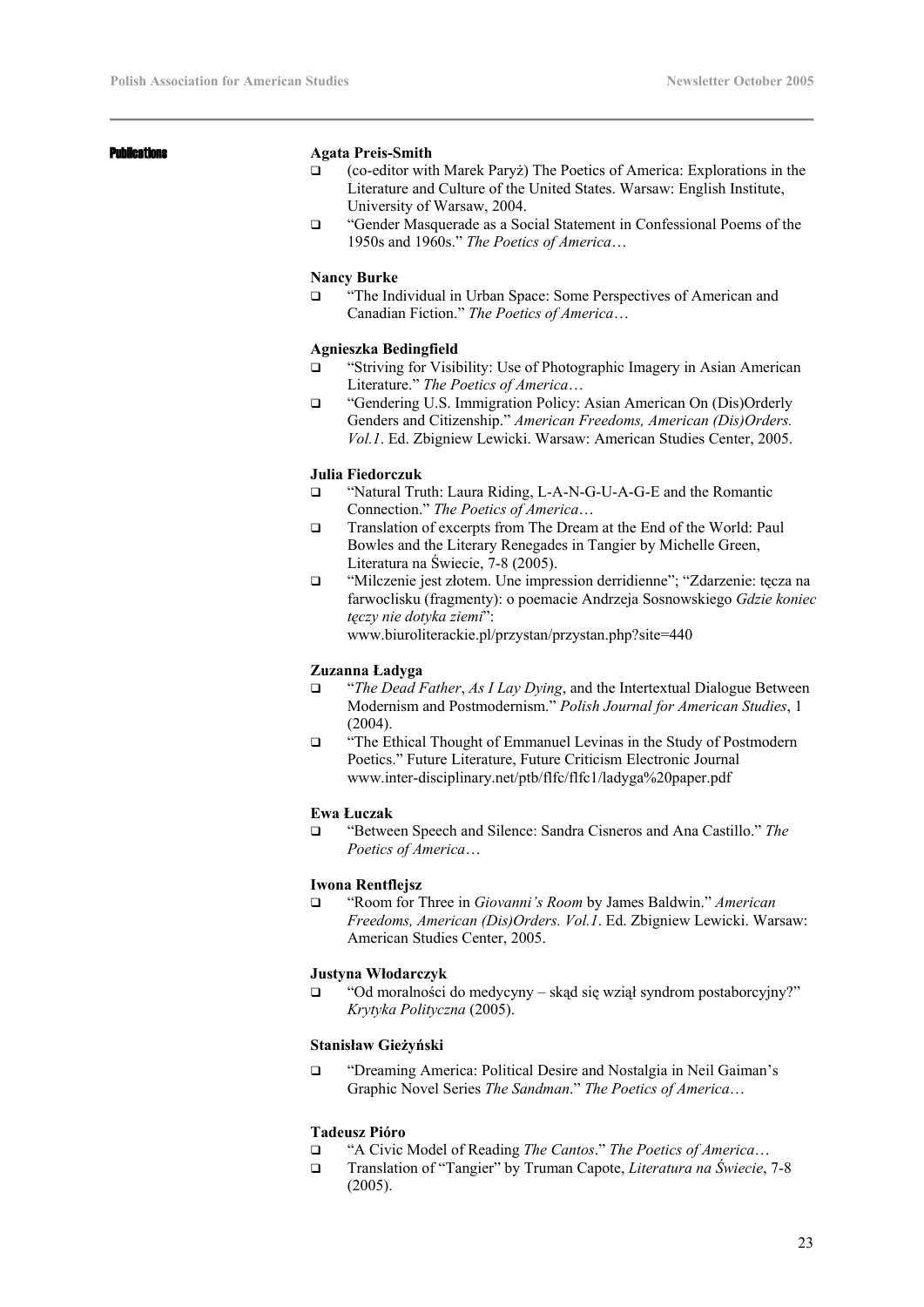## Publications

**Agata Preis-Smith**

- (co-editor with Marek Paryż) The Poetics of America: Explorations in the Literature and Culture of the United States. Warsaw: English Institute, University of Warsaw, 2004.
- "Gender Masquerade as a Social Statement in Confessional Poems of the 1950s and 1960s." *The Poetics of America*…

**Nancy Burke**

- "The Individual in Urban Space: Some Perspectives of American and Canadian Fiction." *The Poetics of America*…

**Agnieszka Bedingfield**

- "Striving for Visibility: Use of Photographic Imagery in Asian American Literature." *The Poetics of America*…
- "Gendering U.S. Immigration Policy: Asian American On (Dis)Orderly Genders and Citizenship." *American Freedoms, American (Dis)Orders. Vol.1*. Ed. Zbigniew Lewicki. Warsaw: American Studies Center, 2005.

**Julia Fiedorczuk**

- "Natural Truth: Laura Riding, L-A-N-G-U-A-G-E and the Romantic Connection." *The Poetics of America*…
- Translation of excerpts from The Dream at the End of the World: Paul Bowles and the Literary Renegades in Tangier by Michelle Green, Literatura na Świecie, 7-8 (2005).
- "Milczenie jest złotem. Une impression derridienne"; "Zdarzenie: tęcza na farwoclisku (fragmenty): o poemacie Andrzeja Sosnowskiego *Gdzie koniec tęczy nie dotyka ziemi*": www.biuroliterackie.pl/przystan/przystan.php?site=440

**Zuzanna Ładyga**

- "*The Dead Father*, *As I Lay Dying*, and the Intertextual Dialogue Between Modernism and Postmodernism." *Polish Journal for American Studies*, 1 (2004).
- "The Ethical Thought of Emmanuel Levinas in the Study of Postmodern Poetics." Future Literature, Future Criticism Electronic Journal www.inter-disciplinary.net/ptb/flfc/flfc1/ladyga%20paper.pdf

**Ewa Łuczak**

- "Between Speech and Silence: Sandra Cisneros and Ana Castillo." *The Poetics of America*…

**Iwona Rentflejsz**

- "Room for Three in *Giovanni's Room* by James Baldwin." *American Freedoms, American (Dis)Orders. Vol.1*. Ed. Zbigniew Lewicki. Warsaw: American Studies Center, 2005.

**Justyna Włodarczyk**

- "Od moralności do medycyny – skąd się wziął syndrom postaborcyjny?" *Krytyka Polityczna* (2005).

**Stanisław Gieżyński**

- "Dreaming America: Political Desire and Nostalgia in Neil Gaiman's Graphic Novel Series *The Sandman*." *The Poetics of America*…

**Tadeusz Pióro**

- "A Civic Model of Reading *The Cantos*." *The Poetics of America*…
- Translation of "Tangier" by Truman Capote, *Literatura na Świecie*, 7-8 (2005).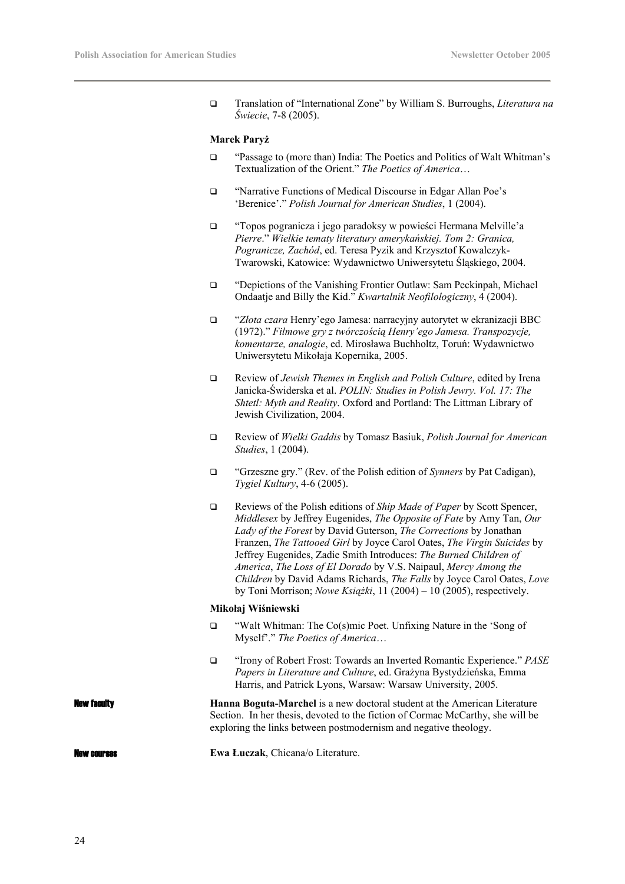- Translation of "International Zone" by William S. Burroughs, *Literatura na Świecie*, 7-8 (2005).

**Marek Paryż**

- "Passage to (more than) India: The Poetics and Politics of Walt Whitman's Textualization of the Orient." *The Poetics of America*…
- "Narrative Functions of Medical Discourse in Edgar Allan Poe's 'Berenice'." *Polish Journal for American Studies*, 1 (2004).
- "Topos pogranicza i jego paradoksy w powieści Hermana Melville'a *Pierre*." *Wielkie tematy literatury amerykańskiej. Tom 2: Granica, Pogranicze, Zachód*, ed. Teresa Pyzik and Krzysztof Kowalczyk-Twarowski, Katowice: Wydawnictwo Uniwersytetu Śląskiego, 2004.
- "Depictions of the Vanishing Frontier Outlaw: Sam Peckinpah, Michael Ondaatje and Billy the Kid." *Kwartalnik Neofilologiczny*, 4 (2004).
- "*Złota czara* Henry'ego Jamesa: narracyjny autorytet w ekranizacji BBC (1972)." *Filmowe gry z twórczością Henry'ego Jamesa. Transpozycje, komentarze, analogie*, ed. Mirosława Buchholtz, Toruń: Wydawnictwo Uniwersytetu Mikołaja Kopernika, 2005.
- Review of *Jewish Themes in English and Polish Culture*, edited by Irena Janicka-Świderska et al. *POLIN: Studies in Polish Jewry. Vol. 17: The Shtetl: Myth and Reality*. Oxford and Portland: The Littman Library of Jewish Civilization, 2004.
- Review of *Wielki Gaddis* by Tomasz Basiuk, *Polish Journal for American Studies*, 1 (2004).
- "Grzeszne gry." (Rev. of the Polish edition of *Synners* by Pat Cadigan), *Tygiel Kultury*, 4-6 (2005).
- Reviews of the Polish editions of *Ship Made of Paper* by Scott Spencer, *Middlesex* by Jeffrey Eugenides, *The Opposite of Fate* by Amy Tan, *Our Lady of the Forest* by David Guterson, *The Corrections* by Jonathan Franzen, *The Tattooed Girl* by Joyce Carol Oates, *The Virgin Suicides* by Jeffrey Eugenides, Zadie Smith Introduces: *The Burned Children of America*, *The Loss of El Dorado* by V.S. Naipaul, *Mercy Among the Children* by David Adams Richards, *The Falls* by Joyce Carol Oates, *Love* by Toni Morrison; *Nowe Książki*, 11 (2004) – 10 (2005), respectively.

**Mikołaj Wiśniewski**

- "Walt Whitman: The Co(s)mic Poet. Unfixing Nature in the 'Song of Myself'." *The Poetics of America*…
- "Irony of Robert Frost: Towards an Inverted Romantic Experience." *PASE Papers in Literature and Culture*, ed. Grażyna Bystydzieńska, Emma Harris, and Patrick Lyons, Warsaw: Warsaw University, 2005.

**New faculty**

**Hanna Boguta-Marchel** is a new doctoral student at the American Literature Section. In her thesis, devoted to the fiction of Cormac McCarthy, she will be exploring the links between postmodernism and negative theology.

**New courses**

**Ewa Łuczak**, Chicana/o Literature.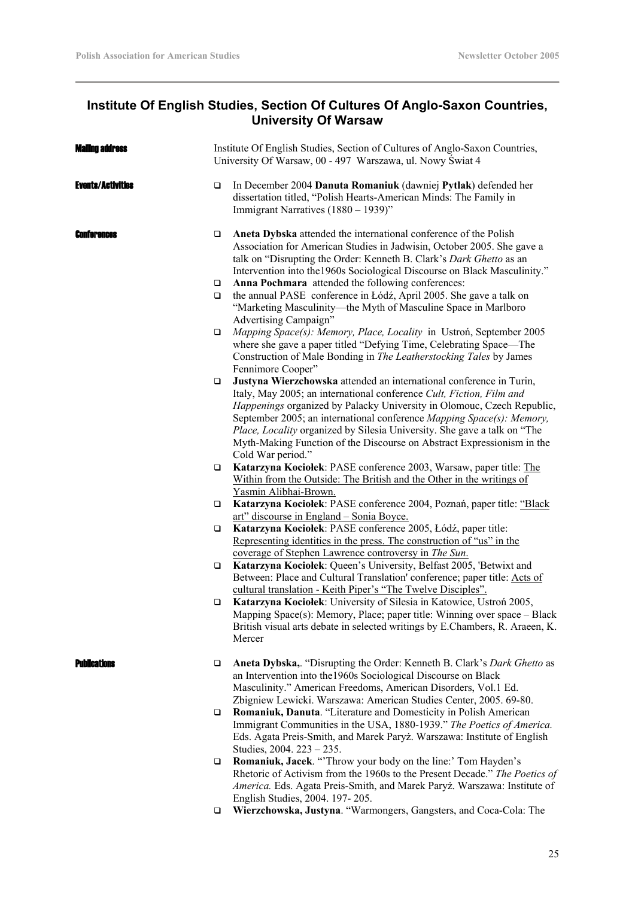## Institute Of English Studies, Section Of Cultures Of Anglo-Saxon Countries, University Of Warsaw

**Mailing address**

Institute Of English Studies, Section of Cultures of Anglo-Saxon Countries, University Of Warsaw, 00 - 497 Warszawa, ul. Nowy Świat 4

**Events/Activities**

- In December 2004 **Danuta Romaniuk** (dawniej **Pytlak**) defended her dissertation titled, "Polish Hearts-American Minds: The Family in Immigrant Narratives (1880 – 1939)"

**Conferences**

- **Aneta Dybska** attended the international conference of the Polish Association for American Studies in Jadwisin, October 2005. She gave a talk on "Disrupting the Order: Kenneth B. Clark's *Dark Ghetto* as an Intervention into the1960s Sociological Discourse on Black Masculinity."
- **Anna Pochmara** attended the following conferences:
- the annual PASE conference in Łódź, April 2005. She gave a talk on "Marketing Masculinity—the Myth of Masculine Space in Marlboro Advertising Campaign"
- *Mapping Space(s): Memory, Place, Locality* in Ustroń, September 2005 where she gave a paper titled "Defying Time, Celebrating Space—The Construction of Male Bonding in *The Leatherstocking Tales* by James Fennimore Cooper"
- **Justyna Wierzchowska** attended an international conference in Turin, Italy, May 2005; an international conference *Cult, Fiction, Film and Happenings* organized by Palacky University in Olomouc, Czech Republic, September 2005; an international conference *Mapping Space(s): Memory, Place, Locality* organized by Silesia University. She gave a talk on "The Myth-Making Function of the Discourse on Abstract Expressionism in the Cold War period."
- **Katarzyna Kociołek**: PASE conference 2003, Warsaw, paper title: The Within from the Outside: The British and the Other in the writings of Yasmin Alibhai-Brown.
- **Katarzyna Kociołek**: PASE conference 2004, Poznań, paper title: "Black art" discourse in England – Sonia Boyce.
- **Katarzyna Kociołek**: PASE conference 2005, Łódź, paper title: Representing identities in the press. The construction of "us" in the coverage of Stephen Lawrence controversy in *The Sun*.
- **Katarzyna Kociołek**: Queen's University, Belfast 2005, 'Betwixt and Between: Place and Cultural Translation' conference; paper title: Acts of cultural translation - Keith Piper's "The Twelve Disciples".
- **Katarzyna Kociołek**: University of Silesia in Katowice, Ustroń 2005, Mapping Space(s): Memory, Place; paper title: Winning over space – Black British visual arts debate in selected writings by E.Chambers, R. Araeen, K. Mercer

**Publications**

- **Aneta Dybska**,. "Disrupting the Order: Kenneth B. Clark's *Dark Ghetto* as an Intervention into the1960s Sociological Discourse on Black Masculinity." American Freedoms, American Disorders, Vol.1 Ed. Zbigniew Lewicki. Warszawa: American Studies Center, 2005. 69-80.
- **Romaniuk, Danuta**. "Literature and Domesticity in Polish American Immigrant Communities in the USA, 1880-1939." *The Poetics of America.* Eds. Agata Preis-Smith, and Marek Paryż. Warszawa: Institute of English Studies, 2004. 223 – 235.
- **Romaniuk, Jacek**. "'Throw your body on the line:' Tom Hayden's Rhetoric of Activism from the 1960s to the Present Decade." *The Poetics of America.* Eds. Agata Preis-Smith, and Marek Paryż. Warszawa: Institute of English Studies, 2004. 197- 205.
- **Wierzchowska, Justyna**. "Warmongers, Gangsters, and Coca-Cola: The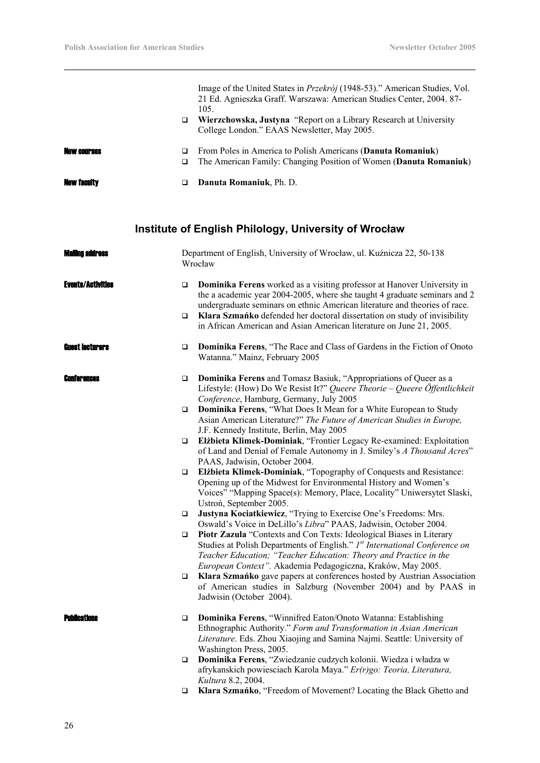Image of the United States in *Przekrój* (1948-53)." American Studies, Vol. 21 Ed. Agnieszka Graff. Warszawa: American Studies Center, 2004. 87-105.

- **Wierzchowska, Justyna** "Report on a Library Research at University College London." EAAS Newsletter, May 2005.

**New courses**

- From Poles in America to Polish Americans (**Danuta Romaniuk**)
- The American Family: Changing Position of Women (**Danuta Romaniuk**)

**New faculty**

- **Danuta Romaniuk**, Ph. D.

## Institute of English Philology, University of Wrocław

**Mailing address**

Department of English, University of Wrocław, ul. Kuźnicza 22, 50-138 Wrocław

**Events/Activities**

- **Dominika Ferens** worked as a visiting professor at Hanover University in the a academic year 2004-2005, where she taught 4 graduate seminars and 2 undergraduate seminars on ethnic American literature and theories of race.
- **Klara Szmańko** defended her doctoral dissertation on study of invisibility in African American and Asian American literature on June 21, 2005.

**Guest lecturers**

- **Dominika Ferens**, "The Race and Class of Gardens in the Fiction of Onoto Watanna." Mainz, February 2005

**Conferences**

- **Dominika Ferens** and Tomasz Basiuk, "Appropriations of Queer as a Lifestyle: (How) Do We Resist It?" *Queere Theorie – Queere Öffentlichkeit Conference*, Hamburg, Germany, July 2005
- **Dominika Ferens**, "What Does It Mean for a White European to Study Asian American Literature?" *The Future of American Studies in Europe,* J.F. Kennedy Institute, Berlin, May 2005
- **Elżbieta Klimek-Dominiak**, "Frontier Legacy Re-examined: Exploitation of Land and Denial of Female Autonomy in J. Smiley's *A Thousand Acres*" PAAS, Jadwisin, October 2004.
- **Elżbieta Klimek-Dominiak**, "Topography of Conquests and Resistance: Opening up of the Midwest for Environmental History and Women's Voices" "Mapping Space(s): Memory, Place, Locality" Uniwersytet Slaski, Ustroń, September 2005.
- **Justyna Kociatkiewicz**, "Trying to Exercise One's Freedoms: Mrs. Oswald's Voice in DeLillo's *Libra*" PAAS, Jadwisin, October 2004.
- **Piotr Zazula** "Contexts and Con Texts: Ideological Biases in Literary Studies at Polish Departments of English." *1st International Conference on Teacher Education; "Teacher Education: Theory and Practice in the European Context".* Akademia Pedagogiczna, Kraków, May 2005.
- **Klara Szmańko** gave papers at conferences hosted by Austrian Association of American studies in Salzburg (November 2004) and by PAAS in Jadwisin (October 2004).

**Publications**

- **Dominika Ferens**, "Winnifred Eaton/Onoto Watanna: Establishing Ethnographic Authority." *Form and Transformation in Asian American Literature*. Eds. Zhou Xiaojing and Samina Najmi. Seattle: University of Washington Press, 2005.
- **Dominika Ferens**, "Zwiedzanie cudzych kolonii. Wiedza i władza w afrykanskich powiesciach Karola Maya." *Er(r)go: Teoria, Literatura, Kultura* 8.2, 2004.
- **Klara Szmańko**, "Freedom of Movement? Locating the Black Ghetto and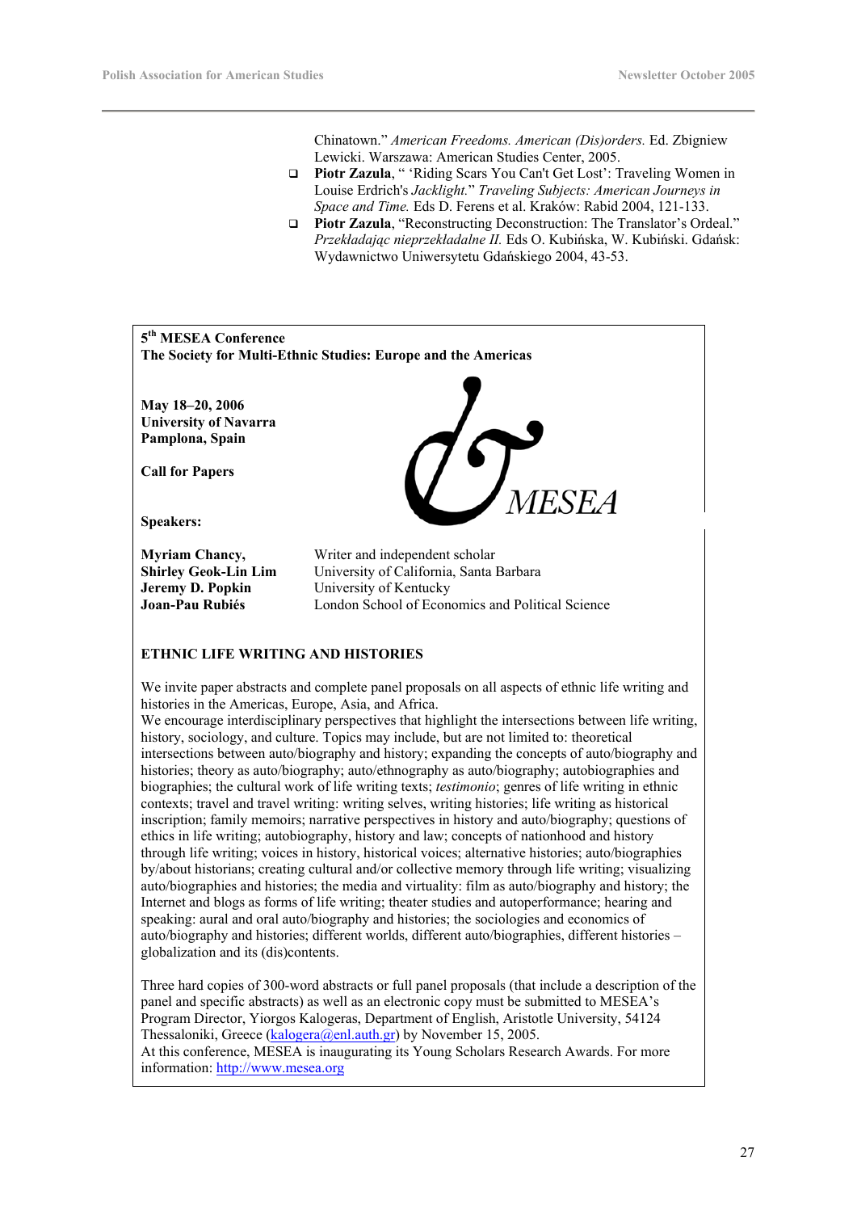Chinatown." *American Freedoms. American (Dis)orders.* Ed. Zbigniew Lewicki. Warszawa: American Studies Center, 2005.

- **Piotr Zazula**, " 'Riding Scars You Can't Get Lost': Traveling Women in Louise Erdrich's *Jacklight.*" *Traveling Subjects: American Journeys in Space and Time.* Eds D. Ferens et al. Kraków: Rabid 2004, 121-133.
- **Piotr Zazula**, "Reconstructing Deconstruction: The Translator's Ordeal." *Przekładając nieprzekładalne II.* Eds O. Kubińska, W. Kubiński. Gdańsk: Wydawnictwo Uniwersytetu Gdańskiego 2004, 43-53.

**5th MESEA Conference**
**The Society for Multi-Ethnic Studies: Europe and the Americas**

**May 18–20, 2006**
**University of Navarra**
**Pamplona, Spain**

**Call for Papers**

MESEA

**Speakers:**

| | |
|---|---|
| **Myriam Chancy,** | Writer and independent scholar |
| **Shirley Geok-Lin Lim** | University of California, Santa Barbara |
| **Jeremy D. Popkin** | University of Kentucky |
| **Joan-Pau Rubiés** | London School of Economics and Political Science |

**ETHNIC LIFE WRITING AND HISTORIES**

We invite paper abstracts and complete panel proposals on all aspects of ethnic life writing and histories in the Americas, Europe, Asia, and Africa.
We encourage interdisciplinary perspectives that highlight the intersections between life writing, history, sociology, and culture. Topics may include, but are not limited to: theoretical intersections between auto/biography and history; expanding the concepts of auto/biography and histories; theory as auto/biography; auto/ethnography as auto/biography; autobiographies and biographies; the cultural work of life writing texts; *testimonio*; genres of life writing in ethnic contexts; travel and travel writing: writing selves, writing histories; life writing as historical inscription; family memoirs; narrative perspectives in history and auto/biography; questions of ethics in life writing; autobiography, history and law; concepts of nationhood and history through life writing; voices in history, historical voices; alternative histories; auto/biographies by/about historians; creating cultural and/or collective memory through life writing; visualizing auto/biographies and histories; the media and virtuality: film as auto/biography and history; the Internet and blogs as forms of life writing; theater studies and autoperformance; hearing and speaking: aural and oral auto/biography and histories; the sociologies and economics of auto/biography and histories; different worlds, different auto/biographies, different histories – globalization and its (dis)contents.

Three hard copies of 300-word abstracts or full panel proposals (that include a description of the panel and specific abstracts) as well as an electronic copy must be submitted to MESEA's Program Director, Yiorgos Kalogeras, Department of English, Aristotle University, 54124 Thessaloniki, Greece (kalogera@enl.auth.gr) by November 15, 2005.
At this conference, MESEA is inaugurating its Young Scholars Research Awards. For more information: http://www.mesea.org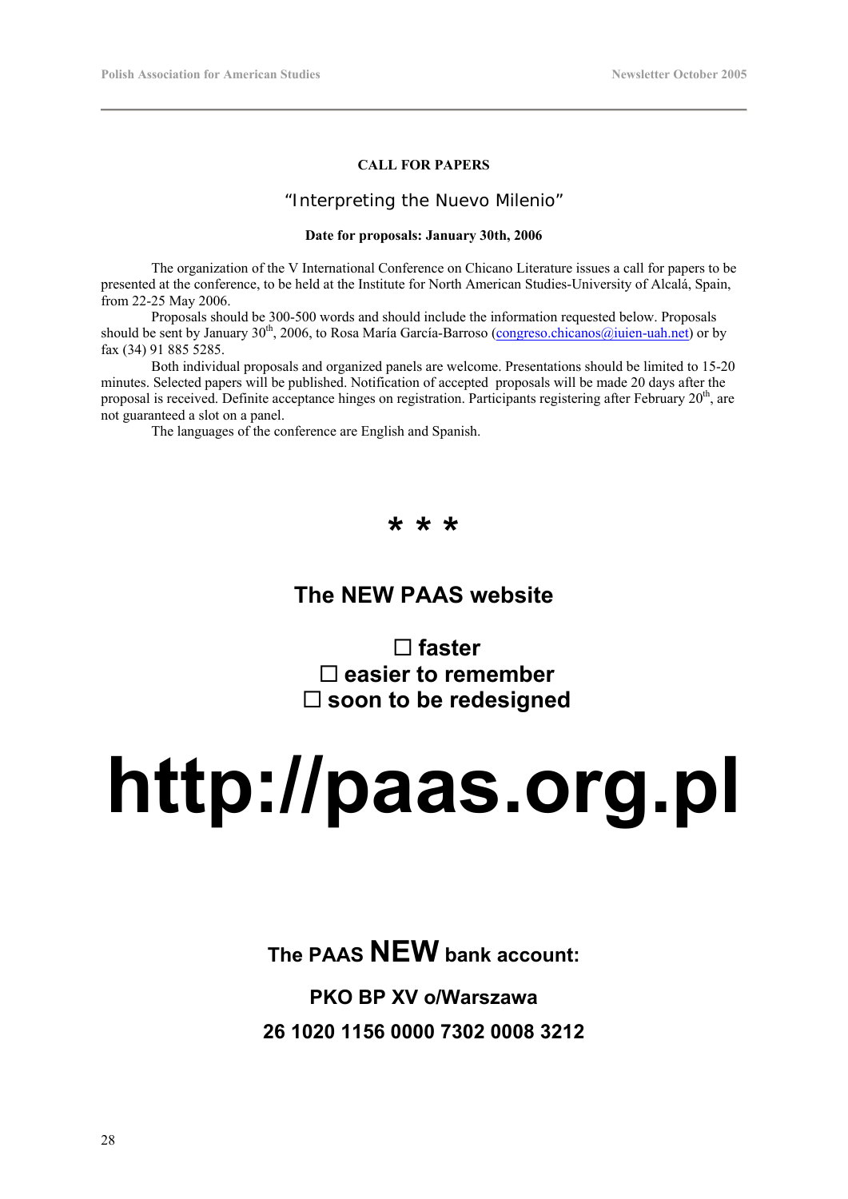**CALL FOR PAPERS**

"Interpreting the Nuevo Milenio"

**Date for proposals: January 30th, 2006**

The organization of the V International Conference on Chicano Literature issues a call for papers to be presented at the conference, to be held at the Institute for North American Studies-University of Alcalá, Spain, from 22-25 May 2006.

Proposals should be 300-500 words and should include the information requested below. Proposals should be sent by January 30th, 2006, to Rosa María García-Barroso (congreso.chicanos@iuien-uah.net) or by fax (34) 91 885 5285.

Both individual proposals and organized panels are welcome. Presentations should be limited to 15-20 minutes. Selected papers will be published. Notification of accepted proposals will be made 20 days after the proposal is received. Definite acceptance hinges on registration. Participants registering after February 20th, are not guaranteed a slot on a panel.

The languages of the conference are English and Spanish.

* * *

## The NEW PAAS website

- ☐ **faster**
- ☐ **easier to remember**
- ☐ **soon to be redesigned**

# http://paas.org.pl

**The PAAS NEW bank account:**

**PKO BP XV o/Warszawa**

**26 1020 1156 0000 7302 0008 3212**